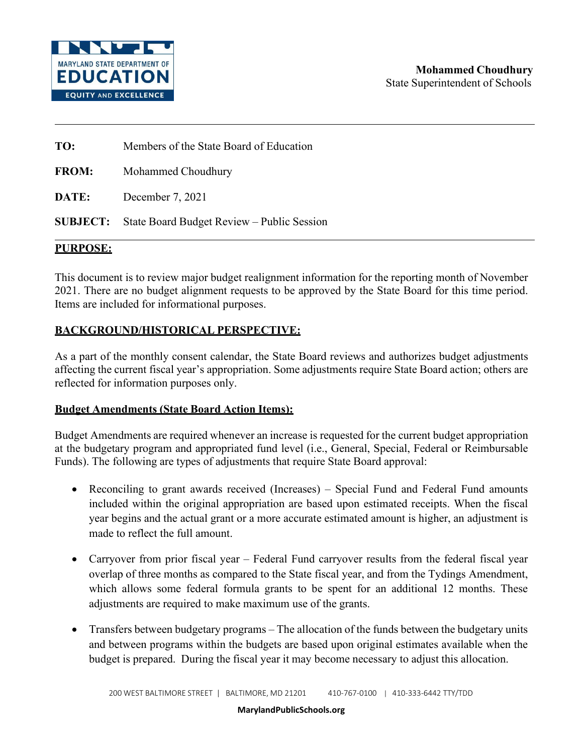**Mohammed Choudhury**
State Superintendent of Schools

---

**TO:** Members of the State Board of Education

**FROM:** Mohammed Choudhury

**DATE:** December 7, 2021

**SUBJECT:** State Board Budget Review – Public Session

---

## PURPOSE:

This document is to review major budget realignment information for the reporting month of November 2021. There are no budget alignment requests to be approved by the State Board for this time period. Items are included for informational purposes.

## BACKGROUND/HISTORICAL PERSPECTIVE:

As a part of the monthly consent calendar, the State Board reviews and authorizes budget adjustments affecting the current fiscal year's appropriation. Some adjustments require State Board action; others are reflected for information purposes only.

### Budget Amendments (State Board Action Items):

Budget Amendments are required whenever an increase is requested for the current budget appropriation at the budgetary program and appropriated fund level (i.e., General, Special, Federal or Reimbursable Funds). The following are types of adjustments that require State Board approval:

- Reconciling to grant awards received (Increases) – Special Fund and Federal Fund amounts included within the original appropriation are based upon estimated receipts. When the fiscal year begins and the actual grant or a more accurate estimated amount is higher, an adjustment is made to reflect the full amount.
- Carryover from prior fiscal year – Federal Fund carryover results from the federal fiscal year overlap of three months as compared to the State fiscal year, and from the Tydings Amendment, which allows some federal formula grants to be spent for an additional 12 months. These adjustments are required to make maximum use of the grants.
- Transfers between budgetary programs – The allocation of the funds between the budgetary units and between programs within the budgets are based upon original estimates available when the budget is prepared. During the fiscal year it may become necessary to adjust this allocation.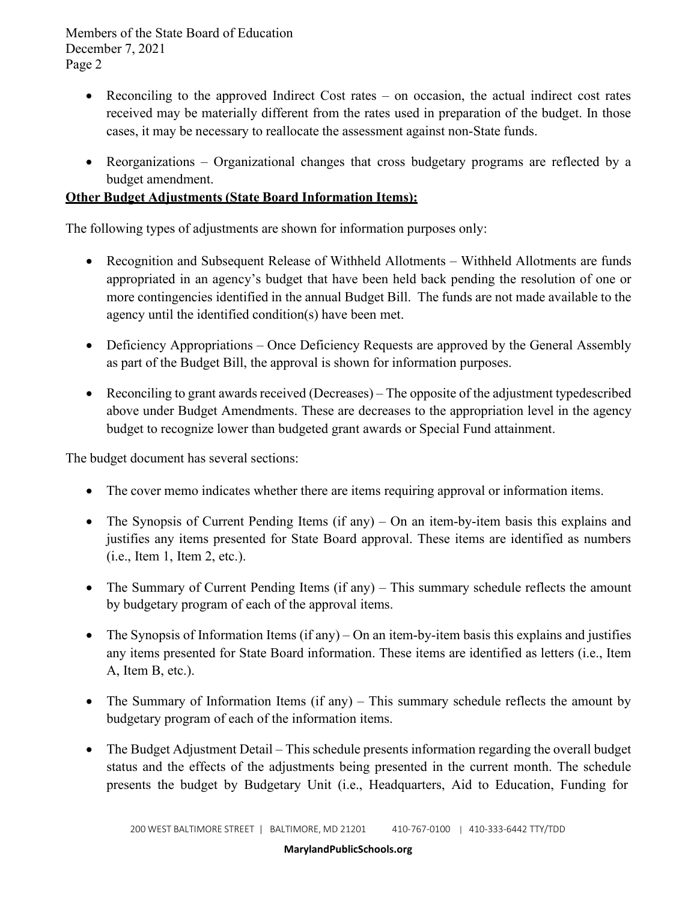- Reconciling to the approved Indirect Cost rates – on occasion, the actual indirect cost rates received may be materially different from the rates used in preparation of the budget. In those cases, it may be necessary to reallocate the assessment against non-State funds.

- Reorganizations – Organizational changes that cross budgetary programs are reflected by a budget amendment.

**Other Budget Adjustments (State Board Information Items):**

The following types of adjustments are shown for information purposes only:

- Recognition and Subsequent Release of Withheld Allotments – Withheld Allotments are funds appropriated in an agency's budget that have been held back pending the resolution of one or more contingencies identified in the annual Budget Bill. The funds are not made available to the agency until the identified condition(s) have been met.

- Deficiency Appropriations – Once Deficiency Requests are approved by the General Assembly as part of the Budget Bill, the approval is shown for information purposes.

- Reconciling to grant awards received (Decreases) – The opposite of the adjustment typedescribed above under Budget Amendments. These are decreases to the appropriation level in the agency budget to recognize lower than budgeted grant awards or Special Fund attainment.

The budget document has several sections:

- The cover memo indicates whether there are items requiring approval or information items.

- The Synopsis of Current Pending Items (if any) – On an item-by-item basis this explains and justifies any items presented for State Board approval. These items are identified as numbers (i.e., Item 1, Item 2, etc.).

- The Summary of Current Pending Items (if any) – This summary schedule reflects the amount by budgetary program of each of the approval items.

- The Synopsis of Information Items (if any) – On an item-by-item basis this explains and justifies any items presented for State Board information. These items are identified as letters (i.e., Item A, Item B, etc.).

- The Summary of Information Items (if any) – This summary schedule reflects the amount by budgetary program of each of the information items.

- The Budget Adjustment Detail – This schedule presents information regarding the overall budget status and the effects of the adjustments being presented in the current month. The schedule presents the budget by Budgetary Unit (i.e., Headquarters, Aid to Education, Funding for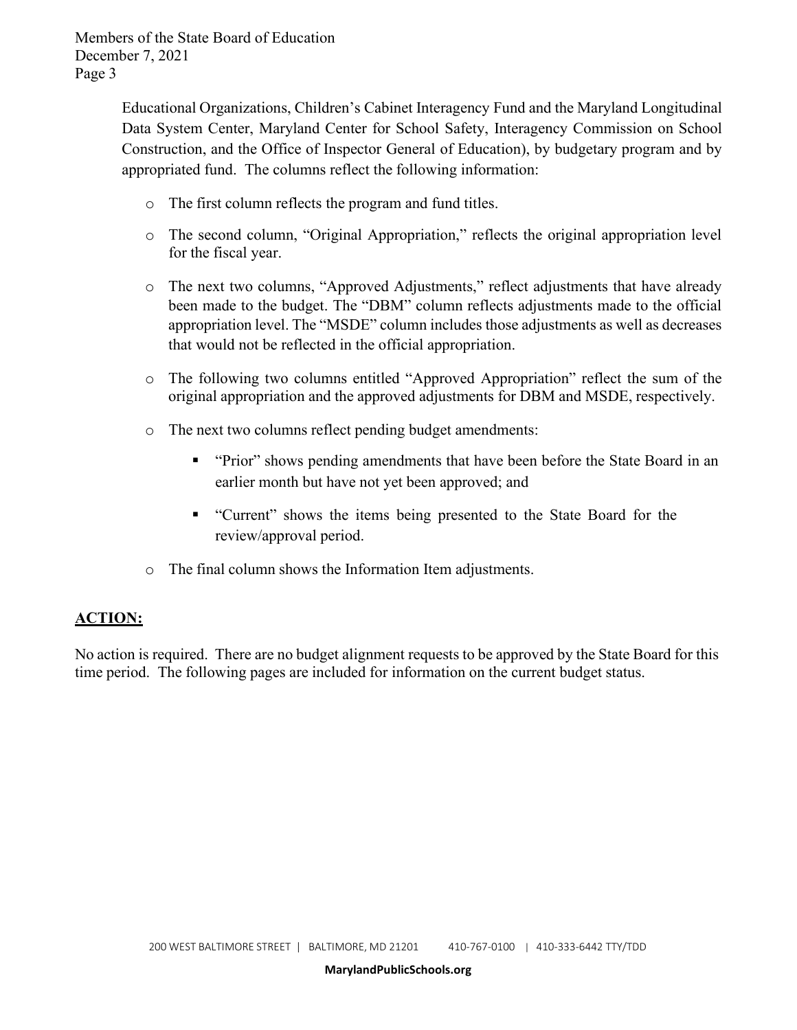Educational Organizations, Children's Cabinet Interagency Fund and the Maryland Longitudinal Data System Center, Maryland Center for School Safety, Interagency Commission on School Construction, and the Office of Inspector General of Education), by budgetary program and by appropriated fund. The columns reflect the following information:

- The first column reflects the program and fund titles.
- The second column, "Original Appropriation," reflects the original appropriation level for the fiscal year.
- The next two columns, "Approved Adjustments," reflect adjustments that have already been made to the budget. The "DBM" column reflects adjustments made to the official appropriation level. The "MSDE" column includes those adjustments as well as decreases that would not be reflected in the official appropriation.
- The following two columns entitled "Approved Appropriation" reflect the sum of the original appropriation and the approved adjustments for DBM and MSDE, respectively.
- The next two columns reflect pending budget amendments:
  - "Prior" shows pending amendments that have been before the State Board in an earlier month but have not yet been approved; and
  - "Current" shows the items being presented to the State Board for the review/approval period.
- The final column shows the Information Item adjustments.

## ACTION:

No action is required. There are no budget alignment requests to be approved by the State Board for this time period. The following pages are included for information on the current budget status.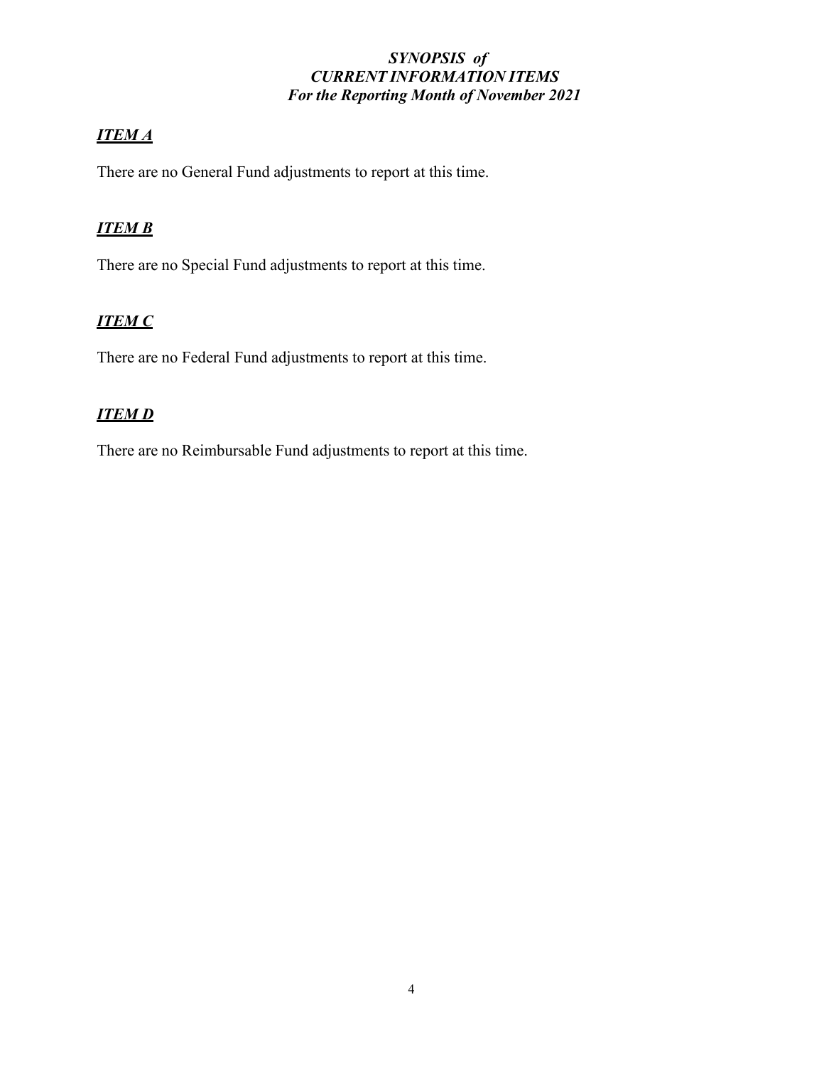***SYNOPSIS of***
***CURRENT INFORMATION ITEMS***
***For the Reporting Month of November 2021***

## ***ITEM A***

There are no General Fund adjustments to report at this time.

## ***ITEM B***

There are no Special Fund adjustments to report at this time.

## ***ITEM C***

There are no Federal Fund adjustments to report at this time.

## ***ITEM D***

There are no Reimbursable Fund adjustments to report at this time.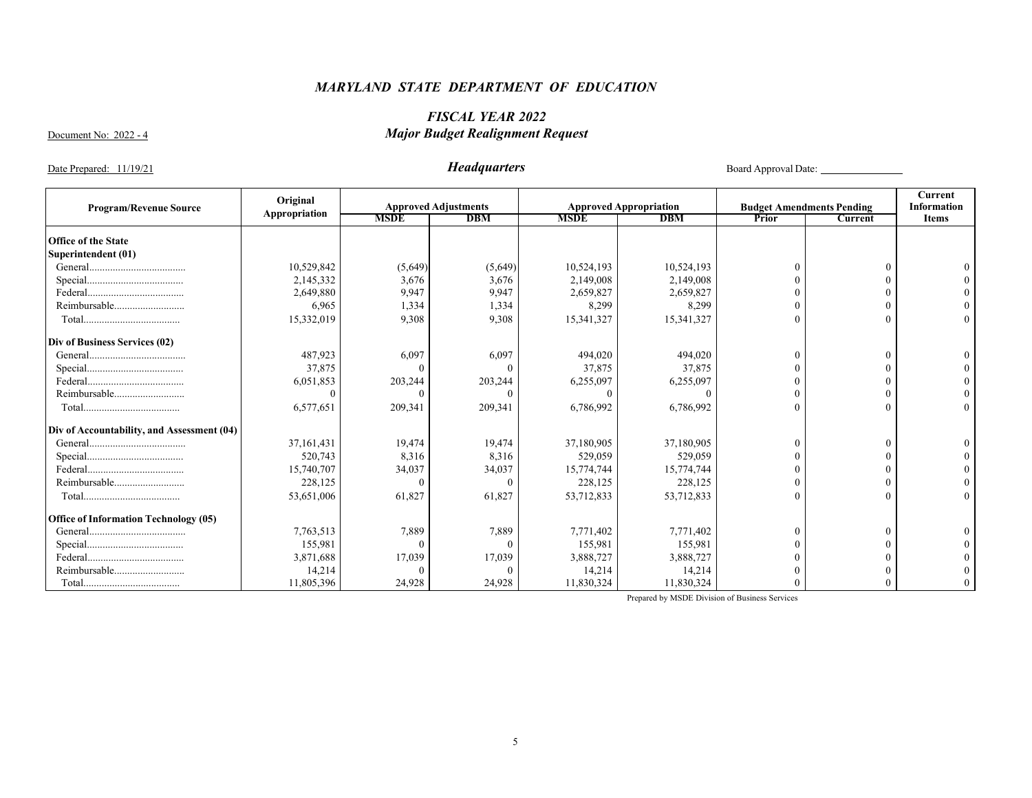## *MARYLAND STATE DEPARTMENT OF EDUCATION*

### *FISCAL YEAR 2022*
### *Major Budget Realignment Request*

Document No: 2022 - 4

Date Prepared: 11/19/21

### *Headquarters*

Board Approval Date: _______________

| Program/Revenue Source | Original Appropriation | Approved Adjustments | | Approved Appropriation | | Budget Amendments Pending | | Current Information Items |
|---|---|---|---|---|---|---|---|---|
| | | MSDE | DBM | MSDE | DBM | Prior | Current | |
| **Office of the State Superintendent (01)** | | | | | | | | |
| General.................................... | 10,529,842 | (5,649) | (5,649) | 10,524,193 | 10,524,193 | 0 | 0 | 0 |
| Special.................................... | 2,145,332 | 3,676 | 3,676 | 2,149,008 | 2,149,008 | 0 | 0 | 0 |
| Federal.................................... | 2,649,880 | 9,947 | 9,947 | 2,659,827 | 2,659,827 | 0 | 0 | 0 |
| Reimbursable.......................... | 6,965 | 1,334 | 1,334 | 8,299 | 8,299 | 0 | 0 | 0 |
| Total.................................... | 15,332,019 | 9,308 | 9,308 | 15,341,327 | 15,341,327 | 0 | 0 | 0 |
| **Div of Business Services (02)** | | | | | | | | |
| General.................................... | 487,923 | 6,097 | 6,097 | 494,020 | 494,020 | 0 | 0 | 0 |
| Special.................................... | 37,875 | 0 | 0 | 37,875 | 37,875 | 0 | 0 | 0 |
| Federal.................................... | 6,051,853 | 203,244 | 203,244 | 6,255,097 | 6,255,097 | 0 | 0 | 0 |
| Reimbursable.......................... | 0 | 0 | 0 | 0 | 0 | 0 | 0 | 0 |
| Total.................................... | 6,577,651 | 209,341 | 209,341 | 6,786,992 | 6,786,992 | 0 | 0 | 0 |
| **Div of Accountability, and Assessment (04)** | | | | | | | | |
| General.................................... | 37,161,431 | 19,474 | 19,474 | 37,180,905 | 37,180,905 | 0 | 0 | 0 |
| Special.................................... | 520,743 | 8,316 | 8,316 | 529,059 | 529,059 | 0 | 0 | 0 |
| Federal.................................... | 15,740,707 | 34,037 | 34,037 | 15,774,744 | 15,774,744 | 0 | 0 | 0 |
| Reimbursable.......................... | 228,125 | 0 | 0 | 228,125 | 228,125 | 0 | 0 | 0 |
| Total.................................... | 53,651,006 | 61,827 | 61,827 | 53,712,833 | 53,712,833 | 0 | 0 | 0 |
| **Office of Information Technology (05)** | | | | | | | | |
| General.................................... | 7,763,513 | 7,889 | 7,889 | 7,771,402 | 7,771,402 | 0 | 0 | 0 |
| Special.................................... | 155,981 | 0 | 0 | 155,981 | 155,981 | 0 | 0 | 0 |
| Federal.................................... | 3,871,688 | 17,039 | 17,039 | 3,888,727 | 3,888,727 | 0 | 0 | 0 |
| Reimbursable.......................... | 14,214 | 0 | 0 | 14,214 | 14,214 | 0 | 0 | 0 |
| Total.................................... | 11,805,396 | 24,928 | 24,928 | 11,830,324 | 11,830,324 | 0 | 0 | 0 |

Prepared by MSDE Division of Business Services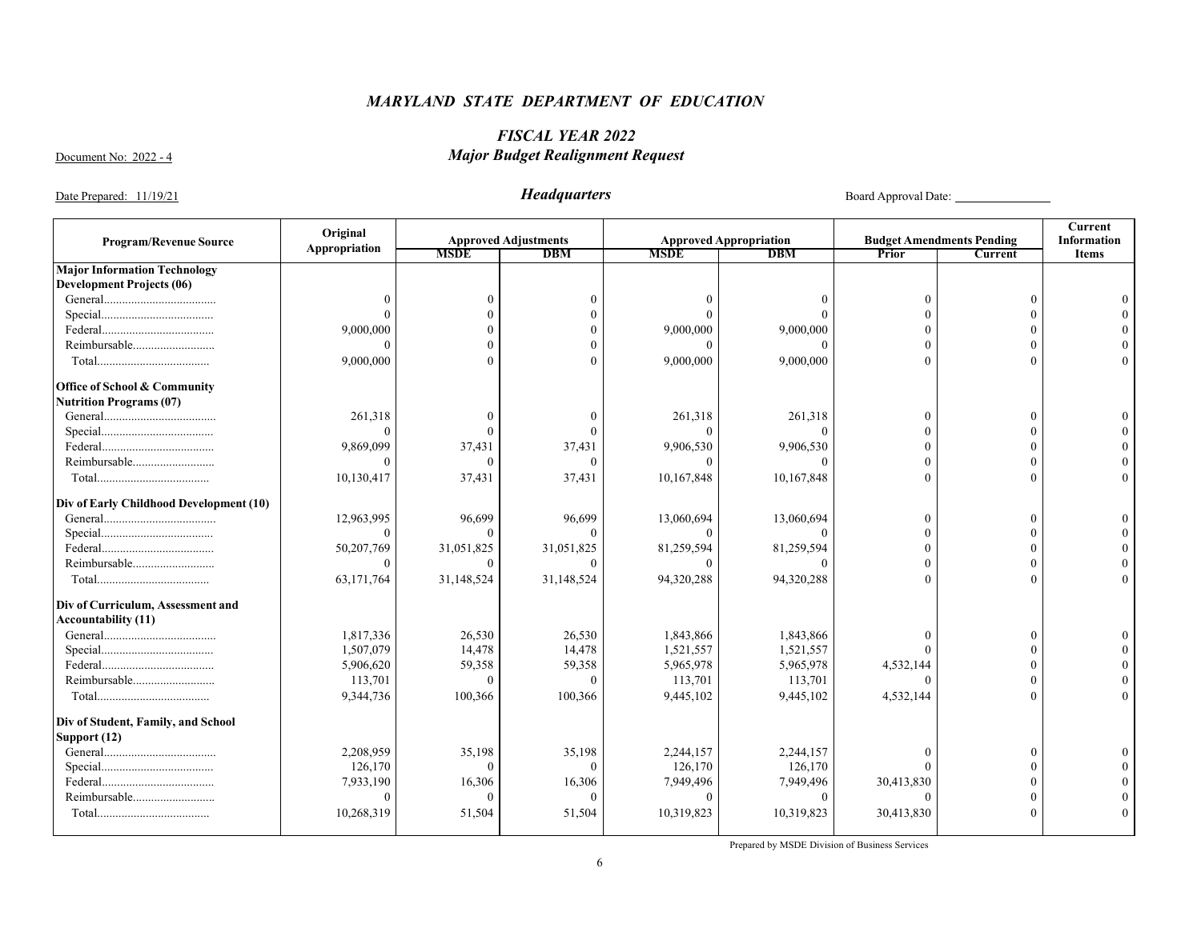*MARYLAND STATE DEPARTMENT OF EDUCATION*

*FISCAL YEAR 2022*

Document No: 2022 - 4

*Major Budget Realignment Request*

Date Prepared: 11/19/21

***Headquarters***

Board Approval Date: _______________

| Program/Revenue Source | Original Appropriation | Approved Adjustments | | Approved Appropriation | | Budget Amendments Pending | | Current Information Items |
|---|---|---|---|---|---|---|---|---|
| | | MSDE | DBM | MSDE | DBM | Prior | Current | |
| **Major Information Technology Development Projects (06)** | | | | | | | | |
| General.................................... | 0 | 0 | 0 | 0 | 0 | 0 | 0 | 0 |
| Special.................................... | 0 | 0 | 0 | 0 | 0 | 0 | 0 | 0 |
| Federal.................................... | 9,000,000 | 0 | 0 | 9,000,000 | 9,000,000 | 0 | 0 | 0 |
| Reimbursable.......................... | 0 | 0 | 0 | 0 | 0 | 0 | 0 | 0 |
| Total.................................... | 9,000,000 | 0 | 0 | 9,000,000 | 9,000,000 | 0 | 0 | 0 |
| **Office of School & Community Nutrition Programs (07)** | | | | | | | | |
| General.................................... | 261,318 | 0 | 0 | 261,318 | 261,318 | 0 | 0 | 0 |
| Special.................................... | 0 | 0 | 0 | 0 | 0 | 0 | 0 | 0 |
| Federal.................................... | 9,869,099 | 37,431 | 37,431 | 9,906,530 | 9,906,530 | 0 | 0 | 0 |
| Reimbursable.......................... | 0 | 0 | 0 | 0 | 0 | 0 | 0 | 0 |
| Total.................................... | 10,130,417 | 37,431 | 37,431 | 10,167,848 | 10,167,848 | 0 | 0 | 0 |
| **Div of Early Childhood Development (10)** | | | | | | | | |
| General.................................... | 12,963,995 | 96,699 | 96,699 | 13,060,694 | 13,060,694 | 0 | 0 | 0 |
| Special.................................... | 0 | 0 | 0 | 0 | 0 | 0 | 0 | 0 |
| Federal.................................... | 50,207,769 | 31,051,825 | 31,051,825 | 81,259,594 | 81,259,594 | 0 | 0 | 0 |
| Reimbursable.......................... | 0 | 0 | 0 | 0 | 0 | 0 | 0 | 0 |
| Total.................................... | 63,171,764 | 31,148,524 | 31,148,524 | 94,320,288 | 94,320,288 | 0 | 0 | 0 |
| **Div of Curriculum, Assessment and Accountability (11)** | | | | | | | | |
| General.................................... | 1,817,336 | 26,530 | 26,530 | 1,843,866 | 1,843,866 | 0 | 0 | 0 |
| Special.................................... | 1,507,079 | 14,478 | 14,478 | 1,521,557 | 1,521,557 | 0 | 0 | 0 |
| Federal.................................... | 5,906,620 | 59,358 | 59,358 | 5,965,978 | 5,965,978 | 4,532,144 | 0 | 0 |
| Reimbursable.......................... | 113,701 | 0 | 0 | 113,701 | 113,701 | 0 | 0 | 0 |
| Total.................................... | 9,344,736 | 100,366 | 100,366 | 9,445,102 | 9,445,102 | 4,532,144 | 0 | 0 |
| **Div of Student, Family, and School Support (12)** | | | | | | | | |
| General.................................... | 2,208,959 | 35,198 | 35,198 | 2,244,157 | 2,244,157 | 0 | 0 | 0 |
| Special.................................... | 126,170 | 0 | 0 | 126,170 | 126,170 | 0 | 0 | 0 |
| Federal.................................... | 7,933,190 | 16,306 | 16,306 | 7,949,496 | 7,949,496 | 30,413,830 | 0 | 0 |
| Reimbursable.......................... | 0 | 0 | 0 | 0 | 0 | 0 | 0 | 0 |
| Total.................................... | 10,268,319 | 51,504 | 51,504 | 10,319,823 | 10,319,823 | 30,413,830 | 0 | 0 |

Prepared by MSDE Division of Business Services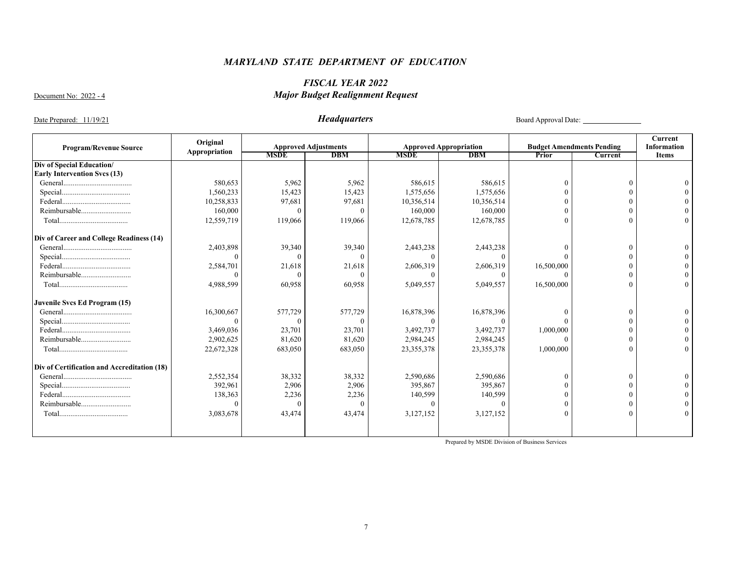# *MARYLAND STATE DEPARTMENT OF EDUCATION*

## *FISCAL YEAR 2022*
## *Major Budget Realignment Request*

Document No: 2022 - 4

Date Prepared: 11/19/21

### *Headquarters*

Board Approval Date: _______________

| Program/Revenue Source | Original Appropriation | Approved Adjustments | | Approved Appropriation | | Budget Amendments Pending | | Current Information Items |
|---|---|---|---|---|---|---|---|---|
| | | MSDE | DBM | MSDE | DBM | Prior | Current | |
| **Div of Special Education/ Early Intervention Svcs (13)** | | | | | | | | |
| General | 580,653 | 5,962 | 5,962 | 586,615 | 586,615 | 0 | 0 | 0 |
| Special | 1,560,233 | 15,423 | 15,423 | 1,575,656 | 1,575,656 | 0 | 0 | 0 |
| Federal | 10,258,833 | 97,681 | 97,681 | 10,356,514 | 10,356,514 | 0 | 0 | 0 |
| Reimbursable | 160,000 | 0 | 0 | 160,000 | 160,000 | 0 | 0 | 0 |
| Total | 12,559,719 | 119,066 | 119,066 | 12,678,785 | 12,678,785 | 0 | 0 | 0 |
| **Div of Career and College Readiness (14)** | | | | | | | | |
| General | 2,403,898 | 39,340 | 39,340 | 2,443,238 | 2,443,238 | 0 | 0 | 0 |
| Special | 0 | 0 | 0 | 0 | 0 | 0 | 0 | 0 |
| Federal | 2,584,701 | 21,618 | 21,618 | 2,606,319 | 2,606,319 | 16,500,000 | 0 | 0 |
| Reimbursable | 0 | 0 | 0 | 0 | 0 | 0 | 0 | 0 |
| Total | 4,988,599 | 60,958 | 60,958 | 5,049,557 | 5,049,557 | 16,500,000 | 0 | 0 |
| **Juvenile Svcs Ed Program (15)** | | | | | | | | |
| General | 16,300,667 | 577,729 | 577,729 | 16,878,396 | 16,878,396 | 0 | 0 | 0 |
| Special | 0 | 0 | 0 | 0 | 0 | 0 | 0 | 0 |
| Federal | 3,469,036 | 23,701 | 23,701 | 3,492,737 | 3,492,737 | 1,000,000 | 0 | 0 |
| Reimbursable | 2,902,625 | 81,620 | 81,620 | 2,984,245 | 2,984,245 | 0 | 0 | 0 |
| Total | 22,672,328 | 683,050 | 683,050 | 23,355,378 | 23,355,378 | 1,000,000 | 0 | 0 |
| **Div of Certification and Accreditation (18)** | | | | | | | | |
| General | 2,552,354 | 38,332 | 38,332 | 2,590,686 | 2,590,686 | 0 | 0 | 0 |
| Special | 392,961 | 2,906 | 2,906 | 395,867 | 395,867 | 0 | 0 | 0 |
| Federal | 138,363 | 2,236 | 2,236 | 140,599 | 140,599 | 0 | 0 | 0 |
| Reimbursable | 0 | 0 | 0 | 0 | 0 | 0 | 0 | 0 |
| Total | 3,083,678 | 43,474 | 43,474 | 3,127,152 | 3,127,152 | 0 | 0 | 0 |

Prepared by MSDE Division of Business Services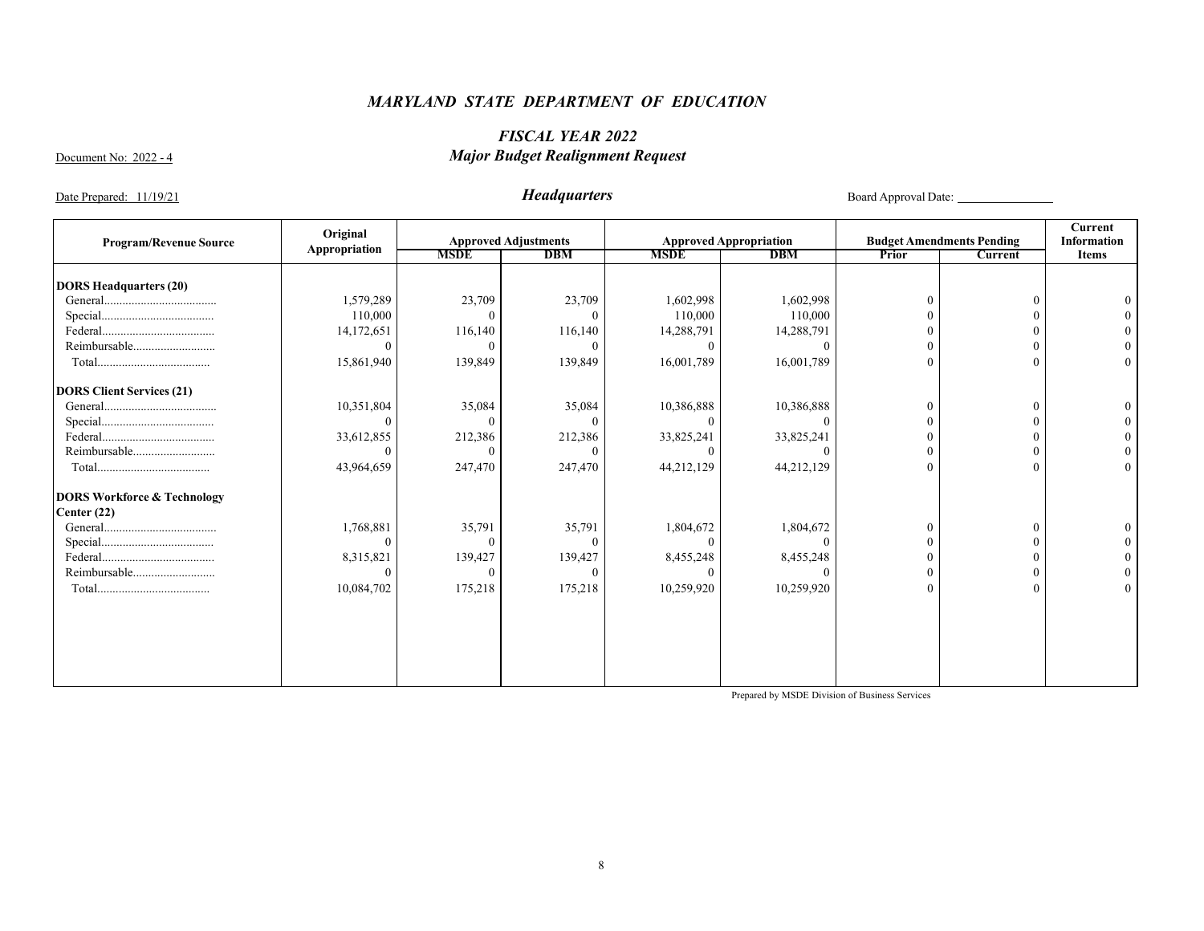# *MARYLAND STATE DEPARTMENT OF EDUCATION*

## *FISCAL YEAR 2022*
## *Major Budget Realignment Request*

Document No: 2022 - 4

Date Prepared: 11/19/21

### *Headquarters*

Board Approval Date: _______________

| Program/Revenue Source | Original Appropriation | Approved Adjustments | | Approved Appropriation | | Budget Amendments Pending | | Current Information Items |
|---|---|---|---|---|---|---|---|---|
| | | MSDE | DBM | MSDE | DBM | Prior | Current | |
| **DORS Headquarters (20)** | | | | | | | | |
| General.................................... | 1,579,289 | 23,709 | 23,709 | 1,602,998 | 1,602,998 | 0 | 0 | 0 |
| Special.................................... | 110,000 | 0 | 0 | 110,000 | 110,000 | 0 | 0 | 0 |
| Federal.................................... | 14,172,651 | 116,140 | 116,140 | 14,288,791 | 14,288,791 | 0 | 0 | 0 |
| Reimbursable.......................... | 0 | 0 | 0 | 0 | 0 | 0 | 0 | 0 |
| Total.................................... | 15,861,940 | 139,849 | 139,849 | 16,001,789 | 16,001,789 | 0 | 0 | 0 |
| **DORS Client Services (21)** | | | | | | | | |
| General.................................... | 10,351,804 | 35,084 | 35,084 | 10,386,888 | 10,386,888 | 0 | 0 | 0 |
| Special.................................... | 0 | 0 | 0 | 0 | 0 | 0 | 0 | 0 |
| Federal.................................... | 33,612,855 | 212,386 | 212,386 | 33,825,241 | 33,825,241 | 0 | 0 | 0 |
| Reimbursable.......................... | 0 | 0 | 0 | 0 | 0 | 0 | 0 | 0 |
| Total.................................... | 43,964,659 | 247,470 | 247,470 | 44,212,129 | 44,212,129 | 0 | 0 | 0 |
| **DORS Workforce & Technology Center (22)** | | | | | | | | |
| General.................................... | 1,768,881 | 35,791 | 35,791 | 1,804,672 | 1,804,672 | 0 | 0 | 0 |
| Special.................................... | 0 | 0 | 0 | 0 | 0 | 0 | 0 | 0 |
| Federal.................................... | 8,315,821 | 139,427 | 139,427 | 8,455,248 | 8,455,248 | 0 | 0 | 0 |
| Reimbursable.......................... | 0 | 0 | 0 | 0 | 0 | 0 | 0 | 0 |
| Total.................................... | 10,084,702 | 175,218 | 175,218 | 10,259,920 | 10,259,920 | 0 | 0 | 0 |

Prepared by MSDE Division of Business Services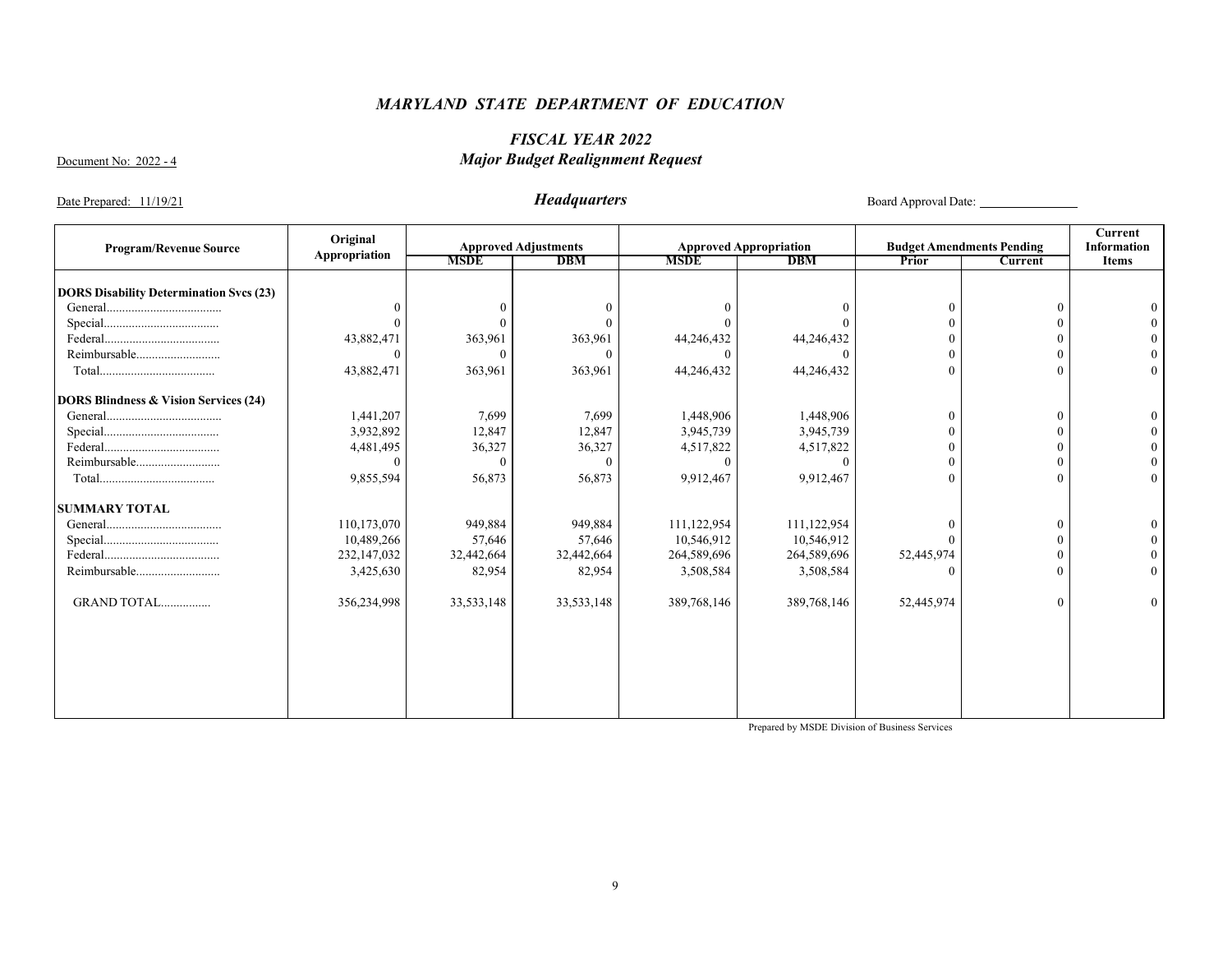### *MARYLAND STATE DEPARTMENT OF EDUCATION*

### *FISCAL YEAR 2022*
### *Major Budget Realignment Request*

Document No: 2022 - 4

Date Prepared: 11/19/21

### *Headquarters*

Board Approval Date: _______________

| Program/Revenue Source | Original Appropriation | Approved Adjustments | | Approved Appropriation | | Budget Amendments Pending | | Current Information Items |
|---|---|---|---|---|---|---|---|---|
| | | MSDE | DBM | MSDE | DBM | Prior | Current | |
| **DORS Disability Determination Svcs (23)** | | | | | | | | |
| General.................................... | 0 | 0 | 0 | 0 | 0 | 0 | 0 | 0 |
| Special.................................... | 0 | 0 | 0 | 0 | 0 | 0 | 0 | 0 |
| Federal.................................... | 43,882,471 | 363,961 | 363,961 | 44,246,432 | 44,246,432 | 0 | 0 | 0 |
| Reimbursable.......................... | 0 | 0 | 0 | 0 | 0 | 0 | 0 | 0 |
| Total.................................... | 43,882,471 | 363,961 | 363,961 | 44,246,432 | 44,246,432 | 0 | 0 | 0 |
| **DORS Blindness & Vision Services (24)** | | | | | | | | |
| General.................................... | 1,441,207 | 7,699 | 7,699 | 1,448,906 | 1,448,906 | 0 | 0 | 0 |
| Special.................................... | 3,932,892 | 12,847 | 12,847 | 3,945,739 | 3,945,739 | 0 | 0 | 0 |
| Federal.................................... | 4,481,495 | 36,327 | 36,327 | 4,517,822 | 4,517,822 | 0 | 0 | 0 |
| Reimbursable.......................... | 0 | 0 | 0 | 0 | 0 | 0 | 0 | 0 |
| Total.................................... | 9,855,594 | 56,873 | 56,873 | 9,912,467 | 9,912,467 | 0 | 0 | 0 |
| **SUMMARY TOTAL** | | | | | | | | |
| General.................................... | 110,173,070 | 949,884 | 949,884 | 111,122,954 | 111,122,954 | 0 | 0 | 0 |
| Special.................................... | 10,489,266 | 57,646 | 57,646 | 10,546,912 | 10,546,912 | 0 | 0 | 0 |
| Federal.................................... | 232,147,032 | 32,442,664 | 32,442,664 | 264,589,696 | 264,589,696 | 52,445,974 | 0 | 0 |
| Reimbursable.......................... | 3,425,630 | 82,954 | 82,954 | 3,508,584 | 3,508,584 | 0 | 0 | 0 |
| GRAND TOTAL................ | 356,234,998 | 33,533,148 | 33,533,148 | 389,768,146 | 389,768,146 | 52,445,974 | 0 | 0 |

Prepared by MSDE Division of Business Services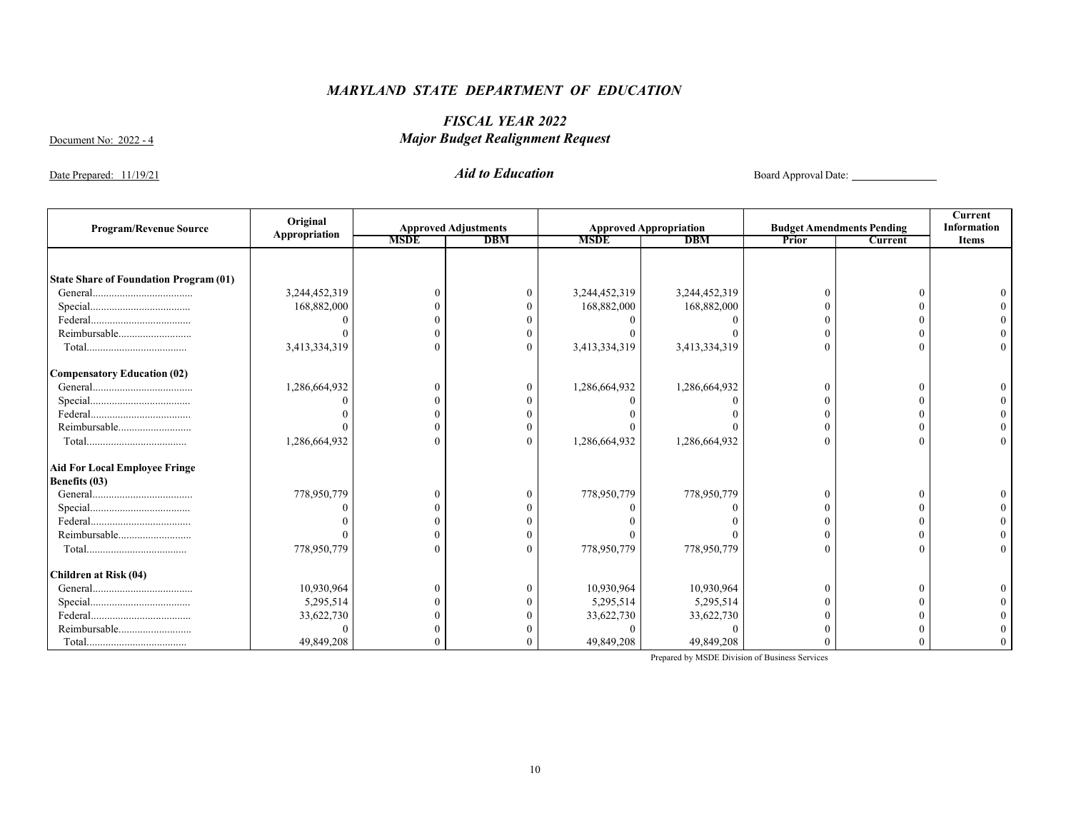# *MARYLAND STATE DEPARTMENT OF EDUCATION*

## *FISCAL YEAR 2022*

## *Major Budget Realignment Request*

Document No: 2022 - 4

Date Prepared: 11/19/21

### *Aid to Education*

Board Approval Date: ________________

| Program/Revenue Source | Original Appropriation | Approved Adjustments | | Approved Appropriation | | Budget Amendments Pending | | Current Information Items |
|---|---|---|---|---|---|---|---|---|
| | | MSDE | DBM | MSDE | DBM | Prior | Current | |
| **State Share of Foundation Program (01)** | | | | | | | | |
| General.................................... | 3,244,452,319 | 0 | 0 | 3,244,452,319 | 3,244,452,319 | 0 | 0 | 0 |
| Special.................................... | 168,882,000 | 0 | 0 | 168,882,000 | 168,882,000 | 0 | 0 | 0 |
| Federal.................................... | 0 | 0 | 0 | 0 | 0 | 0 | 0 | 0 |
| Reimbursable.......................... | 0 | 0 | 0 | 0 | 0 | 0 | 0 | 0 |
| Total.................................... | 3,413,334,319 | 0 | 0 | 3,413,334,319 | 3,413,334,319 | 0 | 0 | 0 |
| **Compensatory Education (02)** | | | | | | | | |
| General.................................... | 1,286,664,932 | 0 | 0 | 1,286,664,932 | 1,286,664,932 | 0 | 0 | 0 |
| Special.................................... | 0 | 0 | 0 | 0 | 0 | 0 | 0 | 0 |
| Federal.................................... | 0 | 0 | 0 | 0 | 0 | 0 | 0 | 0 |
| Reimbursable.......................... | 0 | 0 | 0 | 0 | 0 | 0 | 0 | 0 |
| Total.................................... | 1,286,664,932 | 0 | 0 | 1,286,664,932 | 1,286,664,932 | 0 | 0 | 0 |
| **Aid For Local Employee Fringe Benefits (03)** | | | | | | | | |
| General.................................... | 778,950,779 | 0 | 0 | 778,950,779 | 778,950,779 | 0 | 0 | 0 |
| Special.................................... | 0 | 0 | 0 | 0 | 0 | 0 | 0 | 0 |
| Federal.................................... | 0 | 0 | 0 | 0 | 0 | 0 | 0 | 0 |
| Reimbursable.......................... | 0 | 0 | 0 | 0 | 0 | 0 | 0 | 0 |
| Total.................................... | 778,950,779 | 0 | 0 | 778,950,779 | 778,950,779 | 0 | 0 | 0 |
| **Children at Risk (04)** | | | | | | | | |
| General.................................... | 10,930,964 | 0 | 0 | 10,930,964 | 10,930,964 | 0 | 0 | 0 |
| Special.................................... | 5,295,514 | 0 | 0 | 5,295,514 | 5,295,514 | 0 | 0 | 0 |
| Federal.................................... | 33,622,730 | 0 | 0 | 33,622,730 | 33,622,730 | 0 | 0 | 0 |
| Reimbursable.......................... | 0 | 0 | 0 | 0 | 0 | 0 | 0 | 0 |
| Total.................................... | 49,849,208 | 0 | 0 | 49,849,208 | 49,849,208 | 0 | 0 | 0 |

Prepared by MSDE Division of Business Services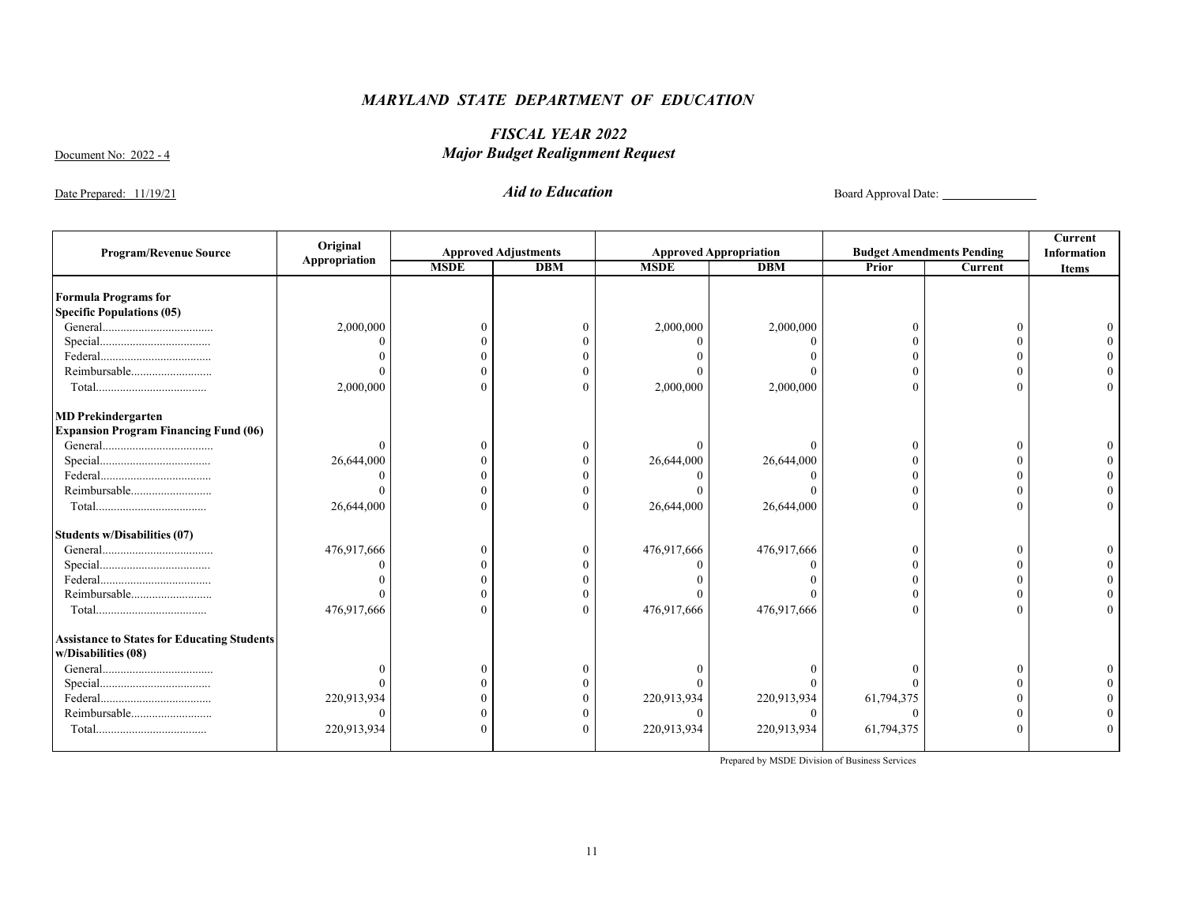## *MARYLAND STATE DEPARTMENT OF EDUCATION*

### *FISCAL YEAR 2022*
### *Major Budget Realignment Request*

Document No: 2022 - 4

Date Prepared: 11/19/21

### *Aid to Education*

Board Approval Date: ______________

| Program/Revenue Source | Original Appropriation | Approved Adjustments | | Approved Appropriation | | Budget Amendments Pending | | Current Information Items |
|---|---|---|---|---|---|---|---|---|
| | | MSDE | DBM | MSDE | DBM | Prior | Current | |
| **Formula Programs for Specific Populations (05)** | | | | | | | | |
| General.................................... | 2,000,000 | 0 | 0 | 2,000,000 | 2,000,000 | 0 | 0 | 0 |
| Special.................................... | 0 | 0 | 0 | 0 | 0 | 0 | 0 | 0 |
| Federal.................................... | 0 | 0 | 0 | 0 | 0 | 0 | 0 | 0 |
| Reimbursable........................... | 0 | 0 | 0 | 0 | 0 | 0 | 0 | 0 |
| Total.................................... | 2,000,000 | 0 | 0 | 2,000,000 | 2,000,000 | 0 | 0 | 0 |
| **MD Prekindergarten Expansion Program Financing Fund (06)** | | | | | | | | |
| General.................................... | 0 | 0 | 0 | 0 | 0 | 0 | 0 | 0 |
| Special.................................... | 26,644,000 | 0 | 0 | 26,644,000 | 26,644,000 | 0 | 0 | 0 |
| Federal.................................... | 0 | 0 | 0 | 0 | 0 | 0 | 0 | 0 |
| Reimbursable........................... | 0 | 0 | 0 | 0 | 0 | 0 | 0 | 0 |
| Total.................................... | 26,644,000 | 0 | 0 | 26,644,000 | 26,644,000 | 0 | 0 | 0 |
| **Students w/Disabilities (07)** | | | | | | | | |
| General.................................... | 476,917,666 | 0 | 0 | 476,917,666 | 476,917,666 | 0 | 0 | 0 |
| Special.................................... | 0 | 0 | 0 | 0 | 0 | 0 | 0 | 0 |
| Federal.................................... | 0 | 0 | 0 | 0 | 0 | 0 | 0 | 0 |
| Reimbursable........................... | 0 | 0 | 0 | 0 | 0 | 0 | 0 | 0 |
| Total.................................... | 476,917,666 | 0 | 0 | 476,917,666 | 476,917,666 | 0 | 0 | 0 |
| **Assistance to States for Educating Students w/Disabilities (08)** | | | | | | | | |
| General.................................... | 0 | 0 | 0 | 0 | 0 | 0 | 0 | 0 |
| Special.................................... | 0 | 0 | 0 | 0 | 0 | 0 | 0 | 0 |
| Federal.................................... | 220,913,934 | 0 | 0 | 220,913,934 | 220,913,934 | 61,794,375 | 0 | 0 |
| Reimbursable........................... | 0 | 0 | 0 | 0 | 0 | 0 | 0 | 0 |
| Total.................................... | 220,913,934 | 0 | 0 | 220,913,934 | 220,913,934 | 61,794,375 | 0 | 0 |

Prepared by MSDE Division of Business Services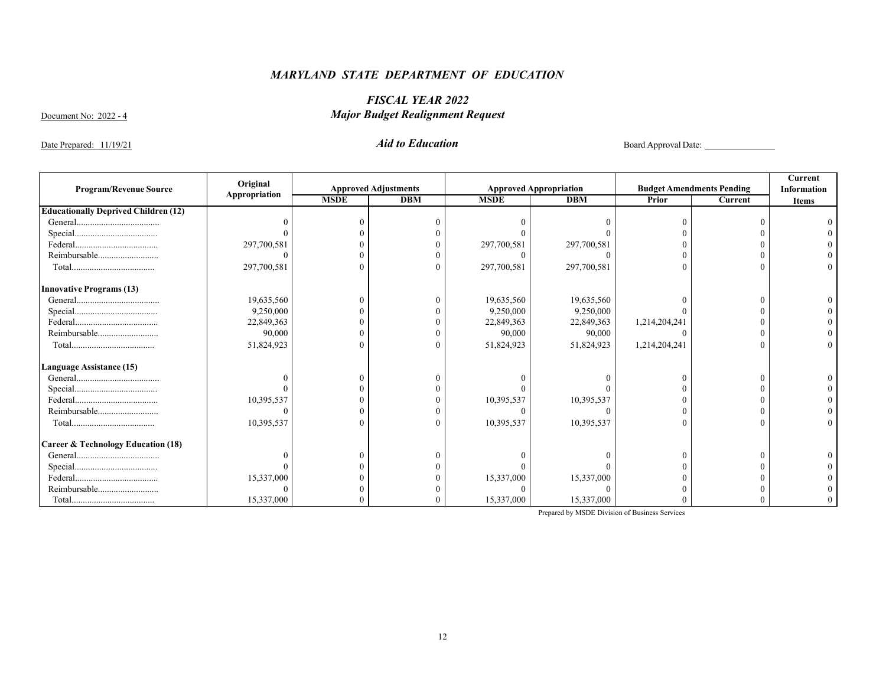# *MARYLAND STATE DEPARTMENT OF EDUCATION*

## *FISCAL YEAR 2022*
## *Major Budget Realignment Request*

Document No: 2022 - 4

Date Prepared: 11/19/21

### *Aid to Education*

Board Approval Date: _______________

| Program/Revenue Source | Original Appropriation | Approved Adjustments | | Approved Appropriation | | Budget Amendments Pending | | Current Information Items |
|---|---|---|---|---|---|---|---|---|
| | | MSDE | DBM | MSDE | DBM | Prior | Current | |
| **Educationally Deprived Children (12)** | | | | | | | | |
| General.................................... | 0 | 0 | 0 | 0 | 0 | 0 | 0 | 0 |
| Special.................................... | 0 | 0 | 0 | 0 | 0 | 0 | 0 | 0 |
| Federal.................................... | 297,700,581 | 0 | 0 | 297,700,581 | 297,700,581 | 0 | 0 | 0 |
| Reimbursable........................... | 0 | 0 | 0 | 0 | 0 | 0 | 0 | 0 |
| Total.................................... | 297,700,581 | 0 | 0 | 297,700,581 | 297,700,581 | 0 | 0 | 0 |
| **Innovative Programs (13)** | | | | | | | | |
| General.................................... | 19,635,560 | 0 | 0 | 19,635,560 | 19,635,560 | 0 | 0 | 0 |
| Special.................................... | 9,250,000 | 0 | 0 | 9,250,000 | 9,250,000 | 0 | 0 | 0 |
| Federal.................................... | 22,849,363 | 0 | 0 | 22,849,363 | 22,849,363 | 1,214,204,241 | 0 | 0 |
| Reimbursable........................... | 90,000 | 0 | 0 | 90,000 | 90,000 | 0 | 0 | 0 |
| Total.................................... | 51,824,923 | 0 | 0 | 51,824,923 | 51,824,923 | 1,214,204,241 | 0 | 0 |
| **Language Assistance (15)** | | | | | | | | |
| General.................................... | 0 | 0 | 0 | 0 | 0 | 0 | 0 | 0 |
| Special.................................... | 0 | 0 | 0 | 0 | 0 | 0 | 0 | 0 |
| Federal.................................... | 10,395,537 | 0 | 0 | 10,395,537 | 10,395,537 | 0 | 0 | 0 |
| Reimbursable........................... | 0 | 0 | 0 | 0 | 0 | 0 | 0 | 0 |
| Total.................................... | 10,395,537 | 0 | 0 | 10,395,537 | 10,395,537 | 0 | 0 | 0 |
| **Career & Technology Education (18)** | | | | | | | | |
| General.................................... | 0 | 0 | 0 | 0 | 0 | 0 | 0 | 0 |
| Special.................................... | 0 | 0 | 0 | 0 | 0 | 0 | 0 | 0 |
| Federal.................................... | 15,337,000 | 0 | 0 | 15,337,000 | 15,337,000 | 0 | 0 | 0 |
| Reimbursable........................... | 0 | 0 | 0 | 0 | 0 | 0 | 0 | 0 |
| Total.................................... | 15,337,000 | 0 | 0 | 15,337,000 | 15,337,000 | 0 | 0 | 0 |

Prepared by MSDE Division of Business Services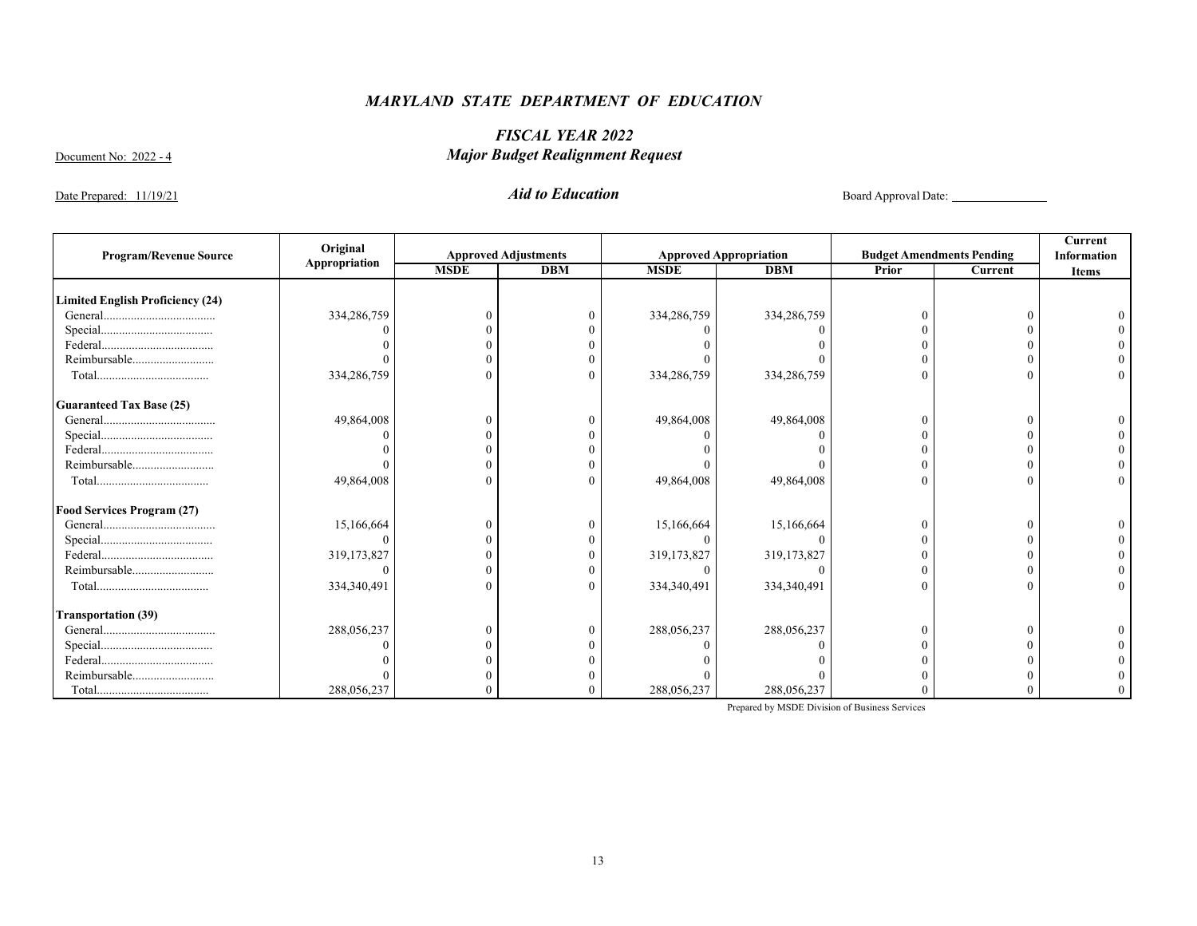## *MARYLAND STATE DEPARTMENT OF EDUCATION*

### *FISCAL YEAR 2022*
### *Major Budget Realignment Request*

Document No: 2022 - 4

Date Prepared: 11/19/21

### *Aid to Education*

Board Approval Date: \_\_\_\_\_\_\_\_\_\_\_\_\_\_\_

| Program/Revenue Source | Original Appropriation | Approved Adjustments | | Approved Appropriation | | Budget Amendments Pending | | Current Information Items |
|---|---|---|---|---|---|---|---|---|
| | | MSDE | DBM | MSDE | DBM | Prior | Current | |
| **Limited English Proficiency (24)** | | | | | | | | |
| General.................................... | 334,286,759 | 0 | 0 | 334,286,759 | 334,286,759 | 0 | 0 | 0 |
| Special.................................... | 0 | 0 | 0 | 0 | 0 | 0 | 0 | 0 |
| Federal.................................... | 0 | 0 | 0 | 0 | 0 | 0 | 0 | 0 |
| Reimbursable.......................... | 0 | 0 | 0 | 0 | 0 | 0 | 0 | 0 |
| Total.................................... | 334,286,759 | 0 | 0 | 334,286,759 | 334,286,759 | 0 | 0 | 0 |
| **Guaranteed Tax Base (25)** | | | | | | | | |
| General.................................... | 49,864,008 | 0 | 0 | 49,864,008 | 49,864,008 | 0 | 0 | 0 |
| Special.................................... | 0 | 0 | 0 | 0 | 0 | 0 | 0 | 0 |
| Federal.................................... | 0 | 0 | 0 | 0 | 0 | 0 | 0 | 0 |
| Reimbursable.......................... | 0 | 0 | 0 | 0 | 0 | 0 | 0 | 0 |
| Total.................................... | 49,864,008 | 0 | 0 | 49,864,008 | 49,864,008 | 0 | 0 | 0 |
| **Food Services Program (27)** | | | | | | | | |
| General.................................... | 15,166,664 | 0 | 0 | 15,166,664 | 15,166,664 | 0 | 0 | 0 |
| Special.................................... | 0 | 0 | 0 | 0 | 0 | 0 | 0 | 0 |
| Federal.................................... | 319,173,827 | 0 | 0 | 319,173,827 | 319,173,827 | 0 | 0 | 0 |
| Reimbursable.......................... | 0 | 0 | 0 | 0 | 0 | 0 | 0 | 0 |
| Total.................................... | 334,340,491 | 0 | 0 | 334,340,491 | 334,340,491 | 0 | 0 | 0 |
| **Transportation (39)** | | | | | | | | |
| General.................................... | 288,056,237 | 0 | 0 | 288,056,237 | 288,056,237 | 0 | 0 | 0 |
| Special.................................... | 0 | 0 | 0 | 0 | 0 | 0 | 0 | 0 |
| Federal.................................... | 0 | 0 | 0 | 0 | 0 | 0 | 0 | 0 |
| Reimbursable.......................... | 0 | 0 | 0 | 0 | 0 | 0 | 0 | 0 |
| Total.................................... | 288,056,237 | 0 | 0 | 288,056,237 | 288,056,237 | 0 | 0 | 0 |

Prepared by MSDE Division of Business Services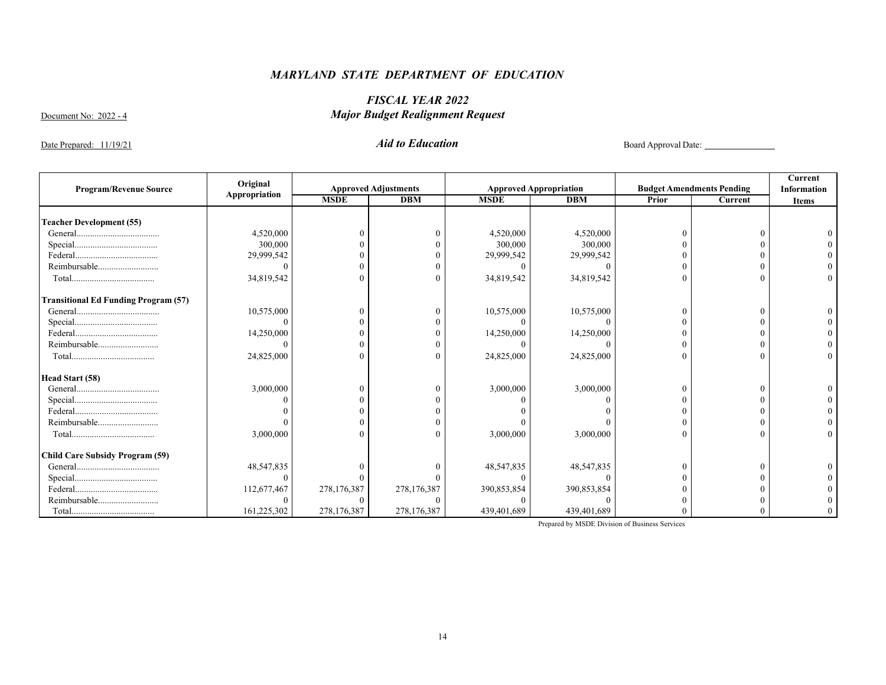# *MARYLAND STATE DEPARTMENT OF EDUCATION*

## *FISCAL YEAR 2022*
## *Major Budget Realignment Request*

Document No: 2022 - 4

Date Prepared: 11/19/21

### *Aid to Education*

Board Approval Date: ________________

| Program/Revenue Source | Original Appropriation | Approved Adjustments | | Approved Appropriation | | Budget Amendments Pending | | Current Information Items |
|---|---|---|---|---|---|---|---|---|
| | | MSDE | DBM | MSDE | DBM | Prior | Current | |
| **Teacher Development (55)** | | | | | | | | |
| General.................................... | 4,520,000 | 0 | 0 | 4,520,000 | 4,520,000 | 0 | 0 | 0 |
| Special.................................... | 300,000 | 0 | 0 | 300,000 | 300,000 | 0 | 0 | 0 |
| Federal.................................... | 29,999,542 | 0 | 0 | 29,999,542 | 29,999,542 | 0 | 0 | 0 |
| Reimbursable.......................... | 0 | 0 | 0 | 0 | 0 | 0 | 0 | 0 |
| Total.................................... | 34,819,542 | 0 | 0 | 34,819,542 | 34,819,542 | 0 | 0 | 0 |
| **Transitional Ed Funding Program (57)** | | | | | | | | |
| General.................................... | 10,575,000 | 0 | 0 | 10,575,000 | 10,575,000 | 0 | 0 | 0 |
| Special.................................... | 0 | 0 | 0 | 0 | 0 | 0 | 0 | 0 |
| Federal.................................... | 14,250,000 | 0 | 0 | 14,250,000 | 14,250,000 | 0 | 0 | 0 |
| Reimbursable.......................... | 0 | 0 | 0 | 0 | 0 | 0 | 0 | 0 |
| Total.................................... | 24,825,000 | 0 | 0 | 24,825,000 | 24,825,000 | 0 | 0 | 0 |
| **Head Start (58)** | | | | | | | | |
| General.................................... | 3,000,000 | 0 | 0 | 3,000,000 | 3,000,000 | 0 | 0 | 0 |
| Special.................................... | 0 | 0 | 0 | 0 | 0 | 0 | 0 | 0 |
| Federal.................................... | 0 | 0 | 0 | 0 | 0 | 0 | 0 | 0 |
| Reimbursable.......................... | 0 | 0 | 0 | 0 | 0 | 0 | 0 | 0 |
| Total.................................... | 3,000,000 | 0 | 0 | 3,000,000 | 3,000,000 | 0 | 0 | 0 |
| **Child Care Subsidy Program (59)** | | | | | | | | |
| General.................................... | 48,547,835 | 0 | 0 | 48,547,835 | 48,547,835 | 0 | 0 | 0 |
| Special.................................... | 0 | 0 | 0 | 0 | 0 | 0 | 0 | 0 |
| Federal.................................... | 112,677,467 | 278,176,387 | 278,176,387 | 390,853,854 | 390,853,854 | 0 | 0 | 0 |
| Reimbursable.......................... | 0 | 0 | 0 | 0 | 0 | 0 | 0 | 0 |
| Total.................................... | 161,225,302 | 278,176,387 | 278,176,387 | 439,401,689 | 439,401,689 | 0 | 0 | 0 |

Prepared by MSDE Division of Business Services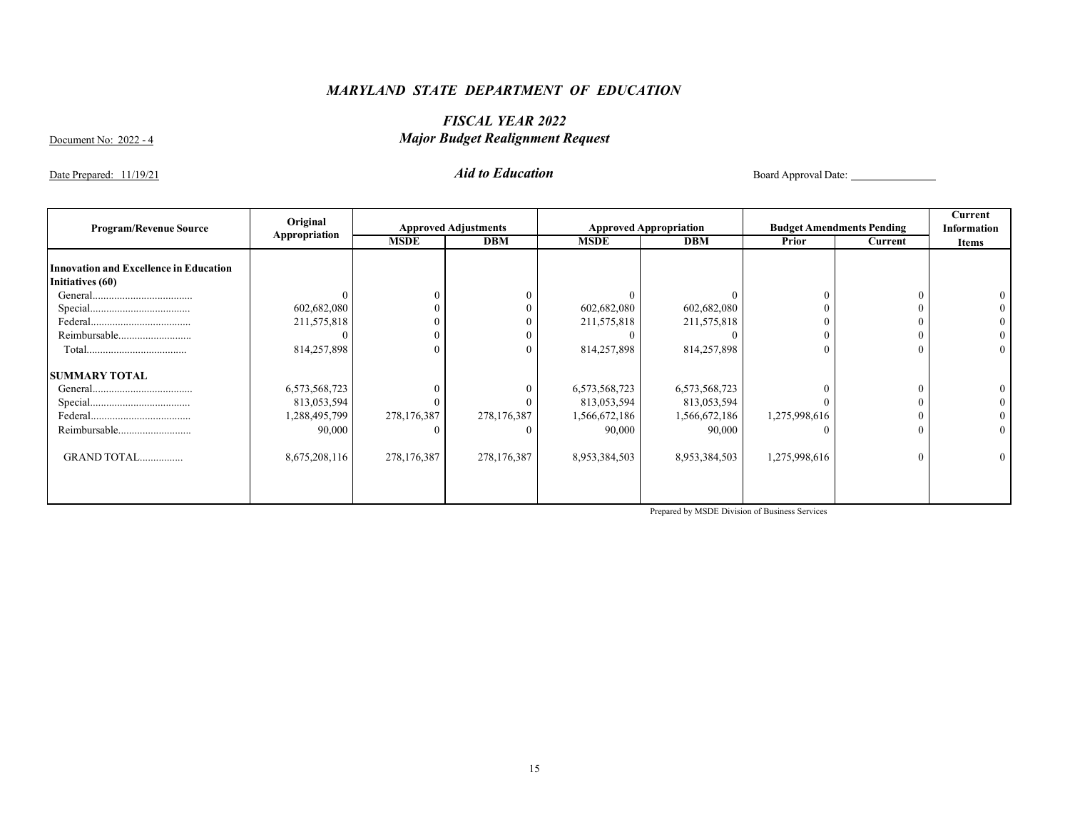# *MARYLAND STATE DEPARTMENT OF EDUCATION*

## *FISCAL YEAR 2022*
## *Major Budget Realignment Request*

Document No: 2022 - 4

Date Prepared: 11/19/21

### *Aid to Education*

Board Approval Date: ________________

| Program/Revenue Source | Original Appropriation | Approved Adjustments | | Approved Appropriation | | Budget Amendments Pending | | Current Information Items |
|---|---|---|---|---|---|---|---|---|
| | | MSDE | DBM | MSDE | DBM | Prior | Current | |
| **Innovation and Excellence in Education Initiatives (60)** | | | | | | | | |
| General..................................... | 0 | 0 | 0 | 0 | 0 | 0 | 0 | 0 |
| Special..................................... | 602,682,080 | 0 | 0 | 602,682,080 | 602,682,080 | 0 | 0 | 0 |
| Federal..................................... | 211,575,818 | 0 | 0 | 211,575,818 | 211,575,818 | 0 | 0 | 0 |
| Reimbursable........................... | 0 | 0 | 0 | 0 | 0 | 0 | 0 | 0 |
| Total..................................... | 814,257,898 | 0 | 0 | 814,257,898 | 814,257,898 | 0 | 0 | 0 |
| **SUMMARY TOTAL** | | | | | | | | |
| General..................................... | 6,573,568,723 | 0 | 0 | 6,573,568,723 | 6,573,568,723 | 0 | 0 | 0 |
| Special..................................... | 813,053,594 | 0 | 0 | 813,053,594 | 813,053,594 | 0 | 0 | 0 |
| Federal..................................... | 1,288,495,799 | 278,176,387 | 278,176,387 | 1,566,672,186 | 1,566,672,186 | 1,275,998,616 | 0 | 0 |
| Reimbursable........................... | 90,000 | 0 | 0 | 90,000 | 90,000 | 0 | 0 | 0 |
| GRAND TOTAL................ | 8,675,208,116 | 278,176,387 | 278,176,387 | 8,953,384,503 | 8,953,384,503 | 1,275,998,616 | 0 | 0 |

Prepared by MSDE Division of Business Services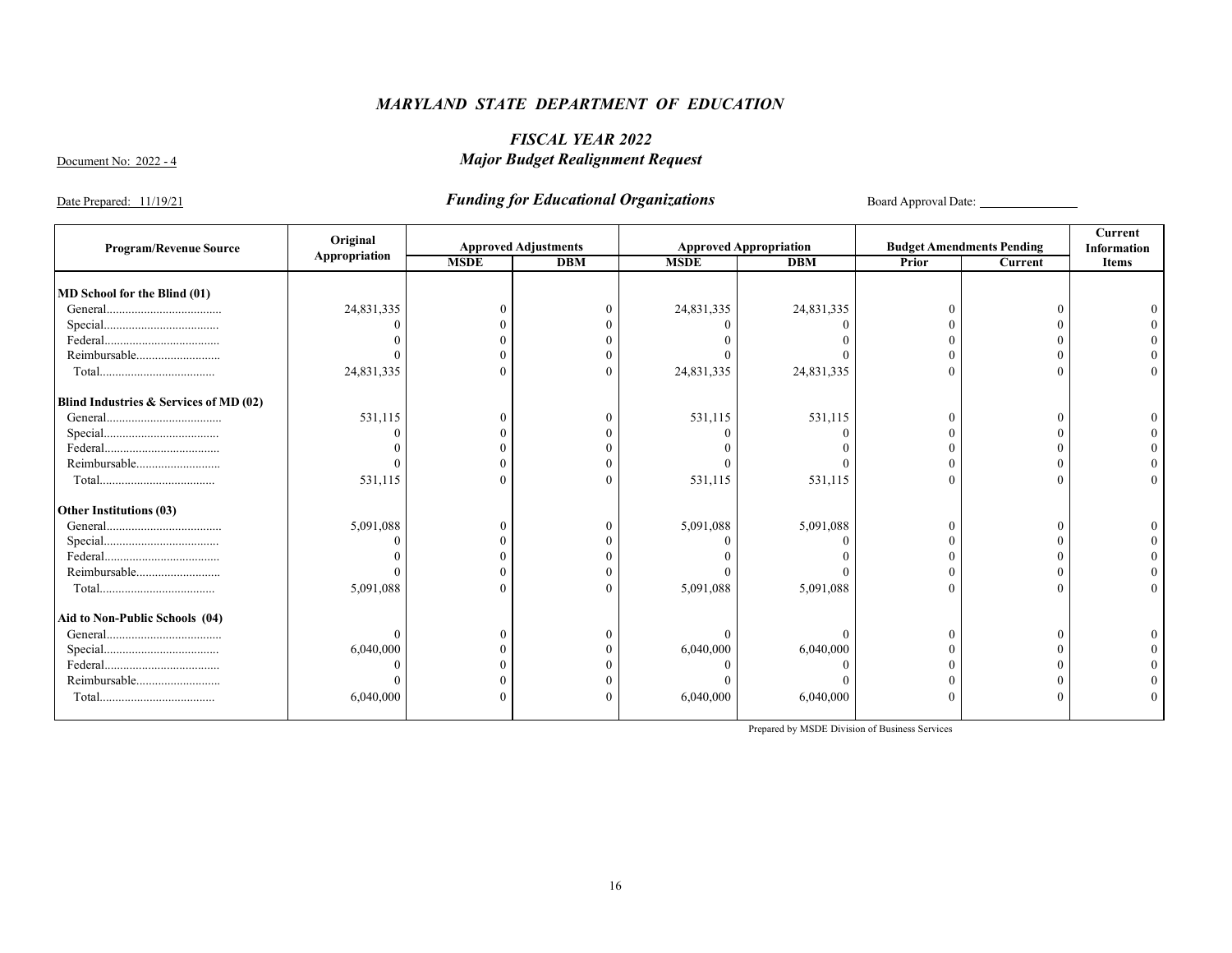# *MARYLAND STATE DEPARTMENT OF EDUCATION*

## *FISCAL YEAR 2022*

Document No: 2022 - 4

## *Major Budget Realignment Request*

Date Prepared: 11/19/21

## *Funding for Educational Organizations*

Board Approval Date: _______________

| Program/Revenue Source | Original Appropriation | Approved Adjustments | | Approved Appropriation | | Budget Amendments Pending | | Current Information Items |
|---|---|---|---|---|---|---|---|---|
| | | MSDE | DBM | MSDE | DBM | Prior | Current | |
| **MD School for the Blind (01)** | | | | | | | | |
| General.................................... | 24,831,335 | 0 | 0 | 24,831,335 | 24,831,335 | 0 | 0 | 0 |
| Special.................................... | 0 | 0 | 0 | 0 | 0 | 0 | 0 | 0 |
| Federal.................................... | 0 | 0 | 0 | 0 | 0 | 0 | 0 | 0 |
| Reimbursable.......................... | 0 | 0 | 0 | 0 | 0 | 0 | 0 | 0 |
| Total.................................... | 24,831,335 | 0 | 0 | 24,831,335 | 24,831,335 | 0 | 0 | 0 |
| **Blind Industries & Services of MD (02)** | | | | | | | | |
| General.................................... | 531,115 | 0 | 0 | 531,115 | 531,115 | 0 | 0 | 0 |
| Special.................................... | 0 | 0 | 0 | 0 | 0 | 0 | 0 | 0 |
| Federal.................................... | 0 | 0 | 0 | 0 | 0 | 0 | 0 | 0 |
| Reimbursable.......................... | 0 | 0 | 0 | 0 | 0 | 0 | 0 | 0 |
| Total.................................... | 531,115 | 0 | 0 | 531,115 | 531,115 | 0 | 0 | 0 |
| **Other Institutions (03)** | | | | | | | | |
| General.................................... | 5,091,088 | 0 | 0 | 5,091,088 | 5,091,088 | 0 | 0 | 0 |
| Special.................................... | 0 | 0 | 0 | 0 | 0 | 0 | 0 | 0 |
| Federal.................................... | 0 | 0 | 0 | 0 | 0 | 0 | 0 | 0 |
| Reimbursable.......................... | 0 | 0 | 0 | 0 | 0 | 0 | 0 | 0 |
| Total.................................... | 5,091,088 | 0 | 0 | 5,091,088 | 5,091,088 | 0 | 0 | 0 |
| **Aid to Non-Public Schools (04)** | | | | | | | | |
| General.................................... | 0 | 0 | 0 | 0 | 0 | 0 | 0 | 0 |
| Special.................................... | 6,040,000 | 0 | 0 | 6,040,000 | 6,040,000 | 0 | 0 | 0 |
| Federal.................................... | 0 | 0 | 0 | 0 | 0 | 0 | 0 | 0 |
| Reimbursable.......................... | 0 | 0 | 0 | 0 | 0 | 0 | 0 | 0 |
| Total.................................... | 6,040,000 | 0 | 0 | 6,040,000 | 6,040,000 | 0 | 0 | 0 |

Prepared by MSDE Division of Business Services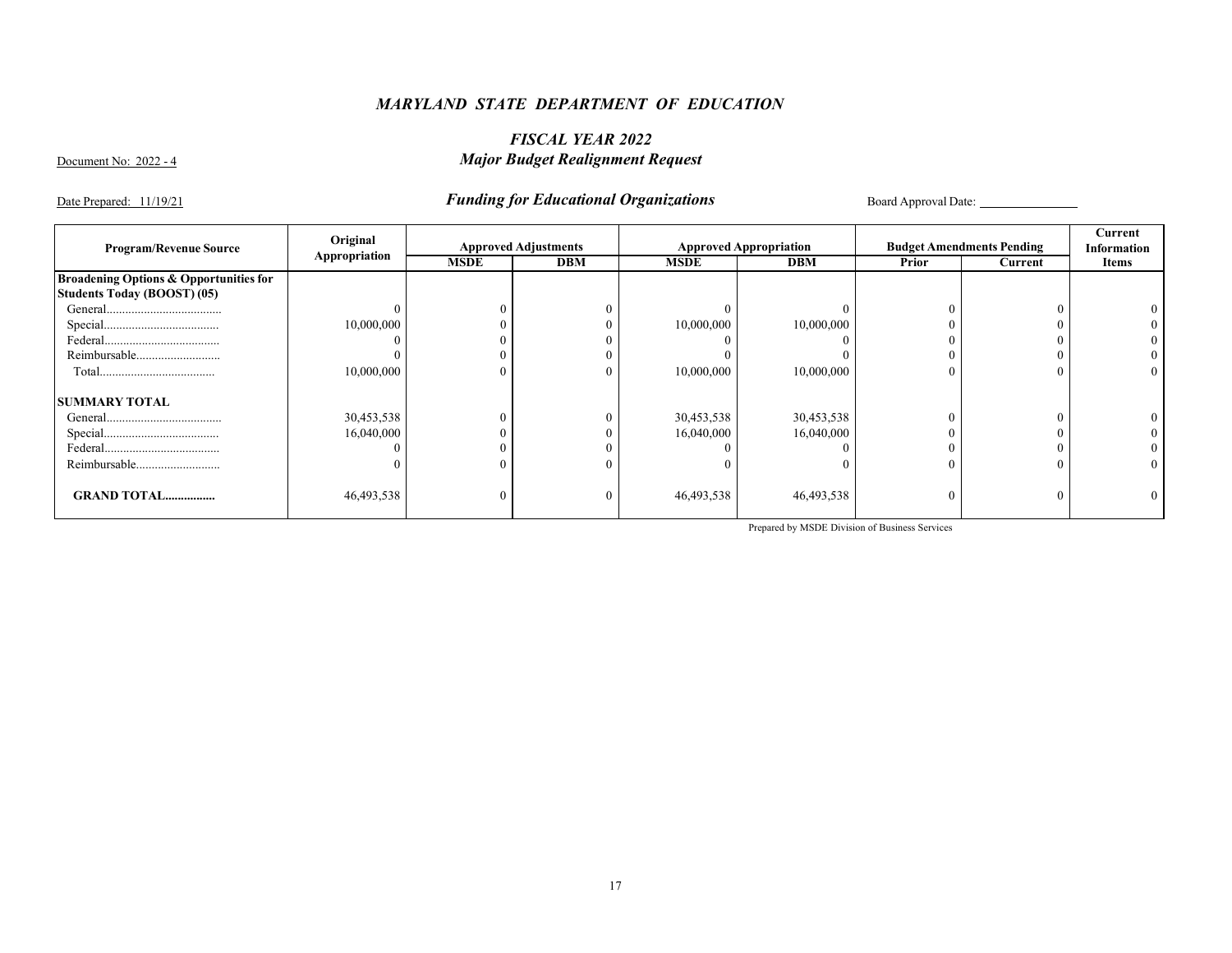*MARYLAND STATE DEPARTMENT OF EDUCATION*

*FISCAL YEAR 2022*

*Major Budget Realignment Request*

Document No: 2022 - 4

Date Prepared: 11/19/21

*Funding for Educational Organizations*

Board Approval Date: ______________

| Program/Revenue Source | Original Appropriation | Approved Adjustments | | Approved Appropriation | | Budget Amendments Pending | | Current Information Items |
|---|---|---|---|---|---|---|---|---|
| | | MSDE | DBM | MSDE | DBM | Prior | Current | |
| **Broadening Options & Opportunities for Students Today (BOOST) (05)** | | | | | | | | |
| General.................................... | 0 | 0 | 0 | 0 | 0 | 0 | 0 | 0 |
| Special.................................... | 10,000,000 | 0 | 0 | 10,000,000 | 10,000,000 | 0 | 0 | 0 |
| Federal.................................... | 0 | 0 | 0 | 0 | 0 | 0 | 0 | 0 |
| Reimbursable.......................... | 0 | 0 | 0 | 0 | 0 | 0 | 0 | 0 |
| Total.................................... | 10,000,000 | 0 | 0 | 10,000,000 | 10,000,000 | 0 | 0 | 0 |
| **SUMMARY TOTAL** | | | | | | | | |
| General.................................... | 30,453,538 | 0 | 0 | 30,453,538 | 30,453,538 | 0 | 0 | 0 |
| Special.................................... | 16,040,000 | 0 | 0 | 16,040,000 | 16,040,000 | 0 | 0 | 0 |
| Federal.................................... | 0 | 0 | 0 | 0 | 0 | 0 | 0 | 0 |
| Reimbursable.......................... | 0 | 0 | 0 | 0 | 0 | 0 | 0 | 0 |
| **GRAND TOTAL................** | 46,493,538 | 0 | 0 | 46,493,538 | 46,493,538 | 0 | 0 | 0 |

Prepared by MSDE Division of Business Services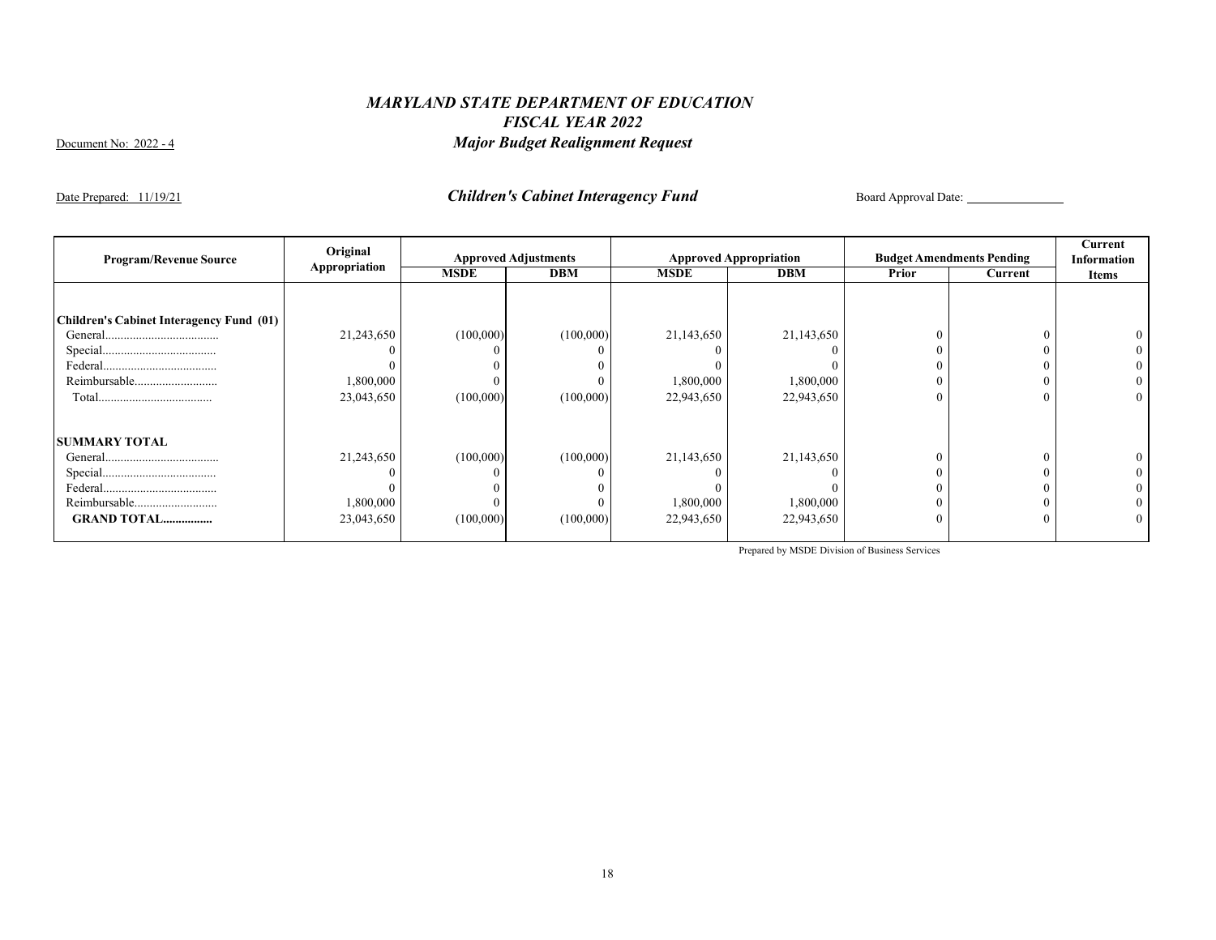# *MARYLAND STATE DEPARTMENT OF EDUCATION*
## *FISCAL YEAR 2022*
## *Major Budget Realignment Request*

Document No: 2022 - 4

Date Prepared: 11/19/21

### *Children's Cabinet Interagency Fund*

Board Approval Date: ______________

| Program/Revenue Source | Original Appropriation | Approved Adjustments | | Approved Appropriation | | Budget Amendments Pending | | Current Information Items |
|---|---|---|---|---|---|---|---|---|
| | | MSDE | DBM | MSDE | DBM | Prior | Current | |
| **Children's Cabinet Interagency Fund (01)** | | | | | | | | |
| General.................................... | 21,243,650 | (100,000) | (100,000) | 21,143,650 | 21,143,650 | 0 | 0 | 0 |
| Special.................................... | 0 | 0 | 0 | 0 | 0 | 0 | 0 | 0 |
| Federal.................................... | 0 | 0 | 0 | 0 | 0 | 0 | 0 | 0 |
| Reimbursable.......................... | 1,800,000 | 0 | 0 | 1,800,000 | 1,800,000 | 0 | 0 | 0 |
| Total.................................... | 23,043,650 | (100,000) | (100,000) | 22,943,650 | 22,943,650 | 0 | 0 | 0 |
| **SUMMARY TOTAL** | | | | | | | | |
| General.................................... | 21,243,650 | (100,000) | (100,000) | 21,143,650 | 21,143,650 | 0 | 0 | 0 |
| Special.................................... | 0 | 0 | 0 | 0 | 0 | 0 | 0 | 0 |
| Federal.................................... | 0 | 0 | 0 | 0 | 0 | 0 | 0 | 0 |
| Reimbursable.......................... | 1,800,000 | 0 | 0 | 1,800,000 | 1,800,000 | 0 | 0 | 0 |
| **GRAND TOTAL................** | 23,043,650 | (100,000) | (100,000) | 22,943,650 | 22,943,650 | 0 | 0 | 0 |

Prepared by MSDE Division of Business Services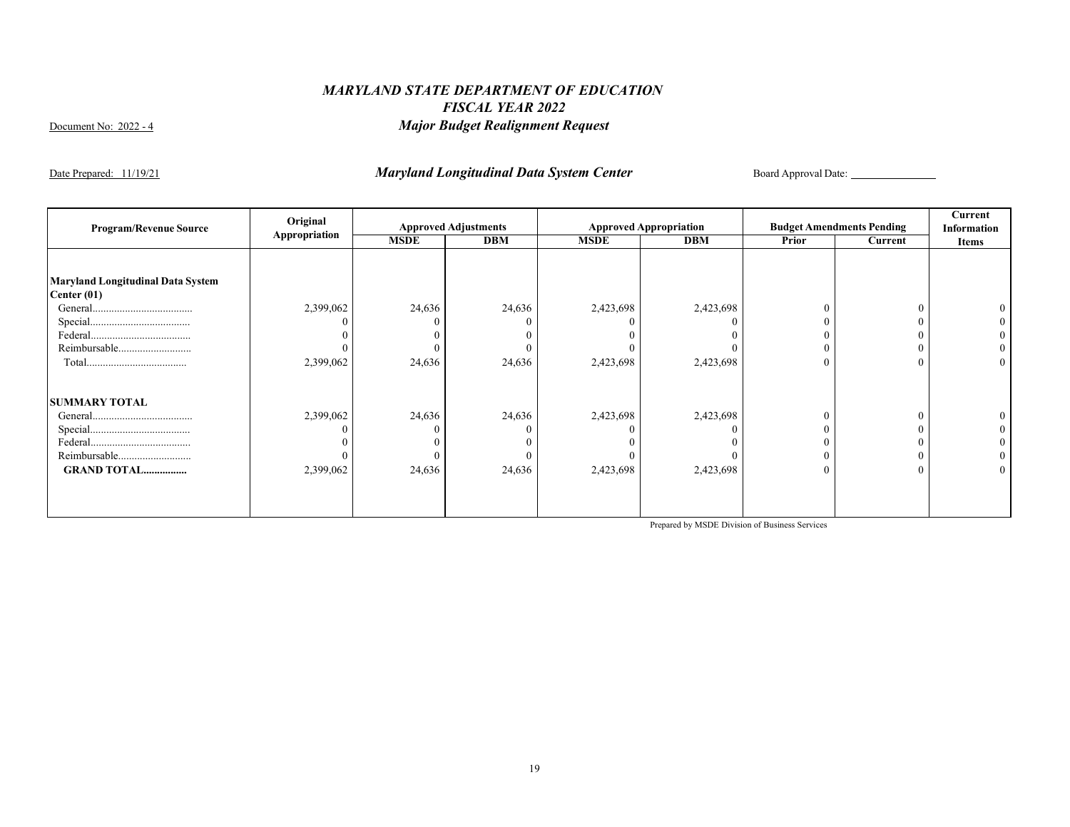# *MARYLAND STATE DEPARTMENT OF EDUCATION*
## *FISCAL YEAR 2022*
## *Major Budget Realignment Request*

Document No: 2022 - 4

Date Prepared: 11/19/21

### *Maryland Longitudinal Data System Center*

Board Approval Date: ____________

| Program/Revenue Source | Original Appropriation | Approved Adjustments | | Approved Appropriation | | Budget Amendments Pending | | Current Information Items |
|---|---|---|---|---|---|---|---|---|
| | | MSDE | DBM | MSDE | DBM | Prior | Current | |
| **Maryland Longitudinal Data System Center (01)** | | | | | | | | |
| General..................................... | 2,399,062 | 24,636 | 24,636 | 2,423,698 | 2,423,698 | 0 | 0 | 0 |
| Special..................................... | 0 | 0 | 0 | 0 | 0 | 0 | 0 | 0 |
| Federal..................................... | 0 | 0 | 0 | 0 | 0 | 0 | 0 | 0 |
| Reimbursable........................... | 0 | 0 | 0 | 0 | 0 | 0 | 0 | 0 |
| Total..................................... | 2,399,062 | 24,636 | 24,636 | 2,423,698 | 2,423,698 | 0 | 0 | 0 |
| **SUMMARY TOTAL** | | | | | | | | |
| General..................................... | 2,399,062 | 24,636 | 24,636 | 2,423,698 | 2,423,698 | 0 | 0 | 0 |
| Special..................................... | 0 | 0 | 0 | 0 | 0 | 0 | 0 | 0 |
| Federal..................................... | 0 | 0 | 0 | 0 | 0 | 0 | 0 | 0 |
| Reimbursable........................... | 0 | 0 | 0 | 0 | 0 | 0 | 0 | 0 |
| **GRAND TOTAL................** | 2,399,062 | 24,636 | 24,636 | 2,423,698 | 2,423,698 | 0 | 0 | 0 |

Prepared by MSDE Division of Business Services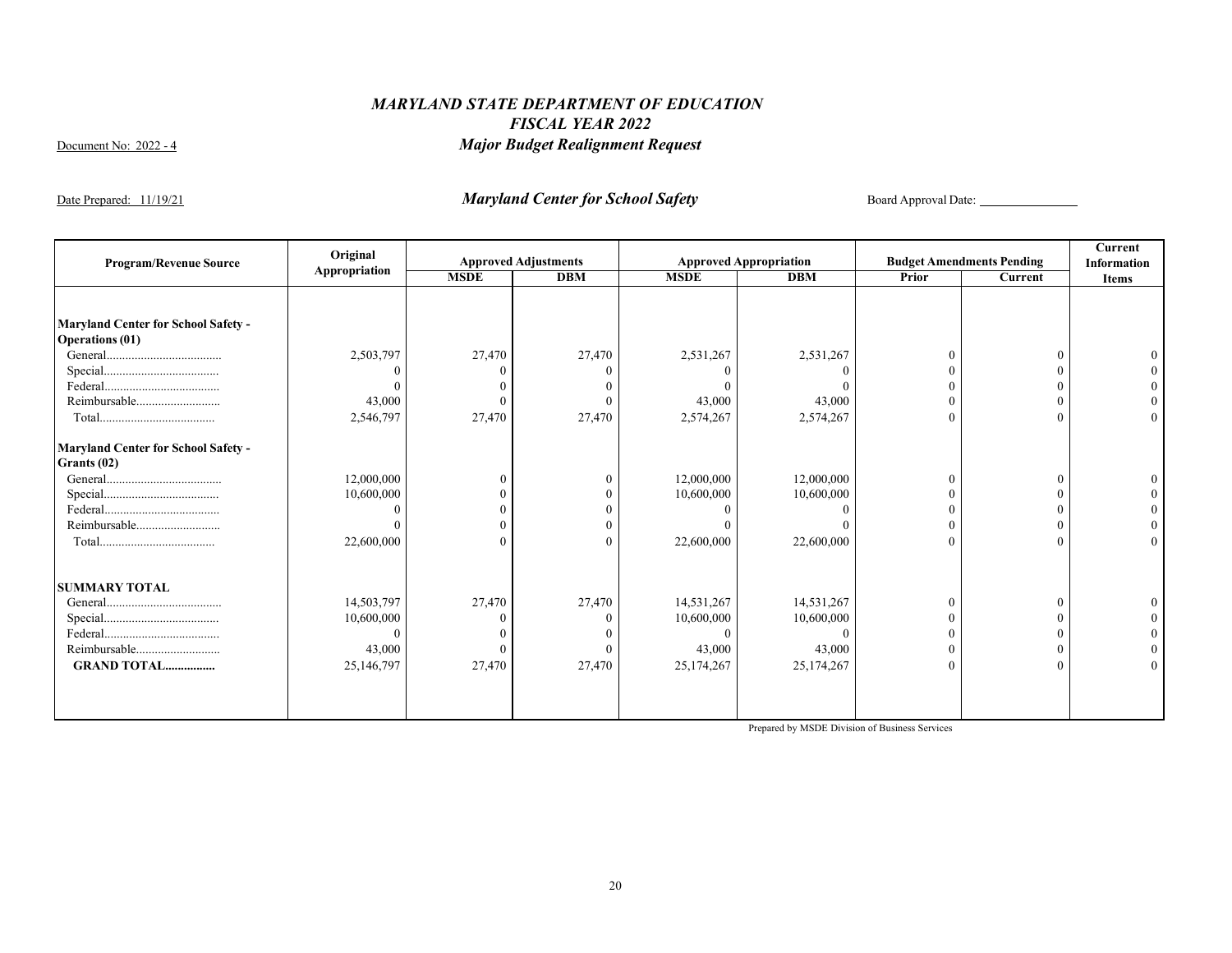# *MARYLAND STATE DEPARTMENT OF EDUCATION*
## *FISCAL YEAR 2022*
## *Major Budget Realignment Request*

Document No: 2022 - 4

Date Prepared: 11/19/21

### *Maryland Center for School Safety*

Board Approval Date: ______________

| Program/Revenue Source | Original Appropriation | Approved Adjustments | | Approved Appropriation | | Budget Amendments Pending | | Current Information Items |
|---|---|---|---|---|---|---|---|---|
| | | MSDE | DBM | MSDE | DBM | Prior | Current | |
| **Maryland Center for School Safety - Operations (01)** | | | | | | | | |
| General.................................... | 2,503,797 | 27,470 | 27,470 | 2,531,267 | 2,531,267 | 0 | 0 | 0 |
| Special.................................... | 0 | 0 | 0 | 0 | 0 | 0 | 0 | 0 |
| Federal.................................... | 0 | 0 | 0 | 0 | 0 | 0 | 0 | 0 |
| Reimbursable.......................... | 43,000 | 0 | 0 | 43,000 | 43,000 | 0 | 0 | 0 |
| Total.................................... | 2,546,797 | 27,470 | 27,470 | 2,574,267 | 2,574,267 | 0 | 0 | 0 |
| **Maryland Center for School Safety - Grants (02)** | | | | | | | | |
| General.................................... | 12,000,000 | 0 | 0 | 12,000,000 | 12,000,000 | 0 | 0 | 0 |
| Special.................................... | 10,600,000 | 0 | 0 | 10,600,000 | 10,600,000 | 0 | 0 | 0 |
| Federal.................................... | 0 | 0 | 0 | 0 | 0 | 0 | 0 | 0 |
| Reimbursable.......................... | 0 | 0 | 0 | 0 | 0 | 0 | 0 | 0 |
| Total.................................... | 22,600,000 | 0 | 0 | 22,600,000 | 22,600,000 | 0 | 0 | 0 |
| **SUMMARY TOTAL** | | | | | | | | |
| General.................................... | 14,503,797 | 27,470 | 27,470 | 14,531,267 | 14,531,267 | 0 | 0 | 0 |
| Special.................................... | 10,600,000 | 0 | 0 | 10,600,000 | 10,600,000 | 0 | 0 | 0 |
| Federal.................................... | 0 | 0 | 0 | 0 | 0 | 0 | 0 | 0 |
| Reimbursable.......................... | 43,000 | 0 | 0 | 43,000 | 43,000 | 0 | 0 | 0 |
| **GRAND TOTAL................** | 25,146,797 | 27,470 | 27,470 | 25,174,267 | 25,174,267 | 0 | 0 | 0 |

Prepared by MSDE Division of Business Services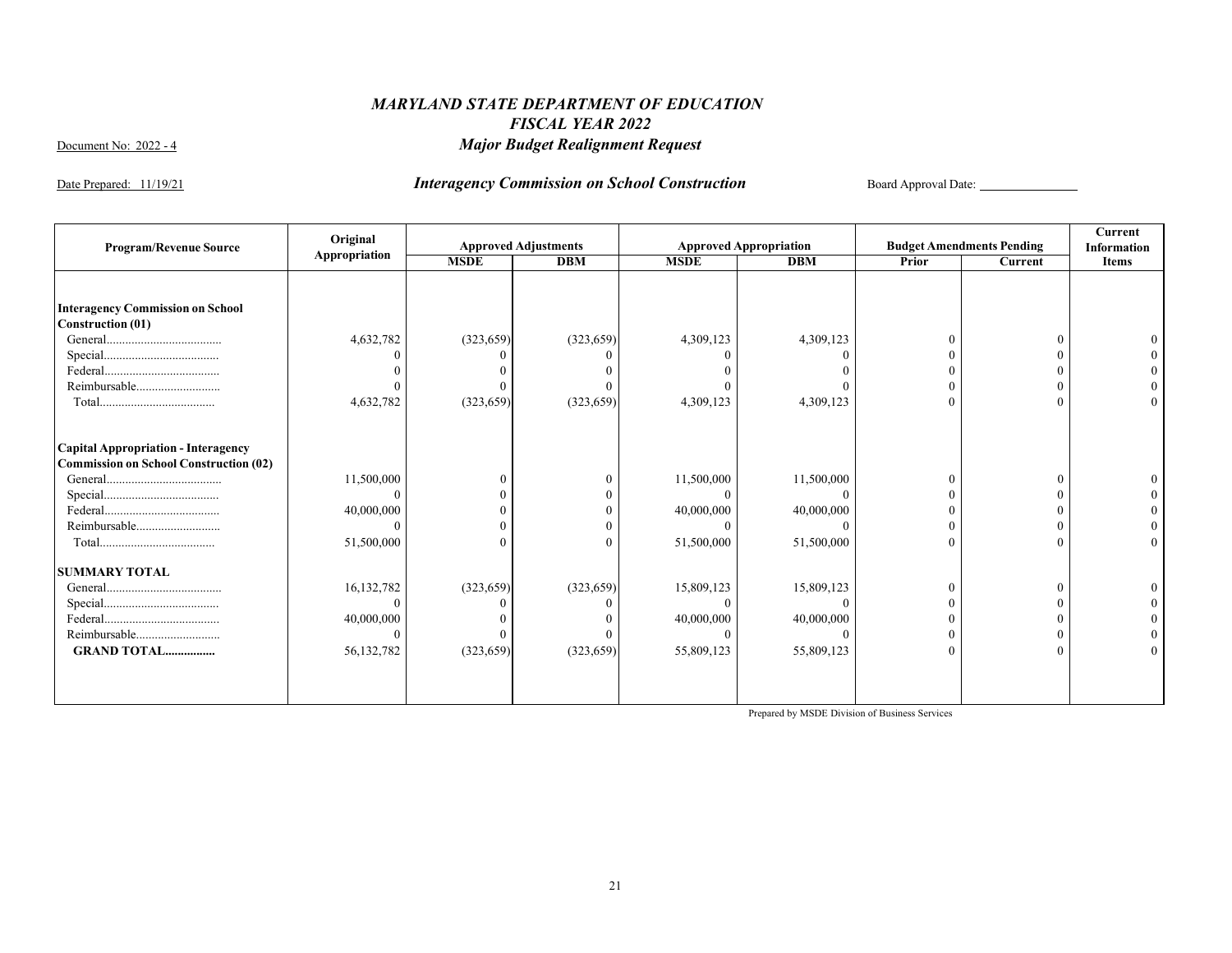# *MARYLAND STATE DEPARTMENT OF EDUCATION*
## *FISCAL YEAR 2022*
## *Major Budget Realignment Request*

Document No: 2022 - 4

Date Prepared: 11/19/21

### *Interagency Commission on School Construction*

Board Approval Date: ______________

| Program/Revenue Source | Original Appropriation | Approved Adjustments | | Approved Appropriation | | Budget Amendments Pending | | Current Information Items |
|---|---|---|---|---|---|---|---|---|
| | | MSDE | DBM | MSDE | DBM | Prior | Current | |
| **Interagency Commission on School Construction (01)** | | | | | | | | |
| General..................................... | 4,632,782 | (323,659) | (323,659) | 4,309,123 | 4,309,123 | 0 | 0 | 0 |
| Special..................................... | 0 | 0 | 0 | 0 | 0 | 0 | 0 | 0 |
| Federal..................................... | 0 | 0 | 0 | 0 | 0 | 0 | 0 | 0 |
| Reimbursable........................... | 0 | 0 | 0 | 0 | 0 | 0 | 0 | 0 |
| Total..................................... | 4,632,782 | (323,659) | (323,659) | 4,309,123 | 4,309,123 | 0 | 0 | 0 |
| **Capital Appropriation - Interagency Commission on School Construction (02)** | | | | | | | | |
| General..................................... | 11,500,000 | 0 | 0 | 11,500,000 | 11,500,000 | 0 | 0 | 0 |
| Special..................................... | 0 | 0 | 0 | 0 | 0 | 0 | 0 | 0 |
| Federal..................................... | 40,000,000 | 0 | 0 | 40,000,000 | 40,000,000 | 0 | 0 | 0 |
| Reimbursable........................... | 0 | 0 | 0 | 0 | 0 | 0 | 0 | 0 |
| Total..................................... | 51,500,000 | 0 | 0 | 51,500,000 | 51,500,000 | 0 | 0 | 0 |
| **SUMMARY TOTAL** | | | | | | | | |
| General..................................... | 16,132,782 | (323,659) | (323,659) | 15,809,123 | 15,809,123 | 0 | 0 | 0 |
| Special..................................... | 0 | 0 | 0 | 0 | 0 | 0 | 0 | 0 |
| Federal..................................... | 40,000,000 | 0 | 0 | 40,000,000 | 40,000,000 | 0 | 0 | 0 |
| Reimbursable........................... | 0 | 0 | 0 | 0 | 0 | 0 | 0 | 0 |
| **GRAND TOTAL................** | 56,132,782 | (323,659) | (323,659) | 55,809,123 | 55,809,123 | 0 | 0 | 0 |

Prepared by MSDE Division of Business Services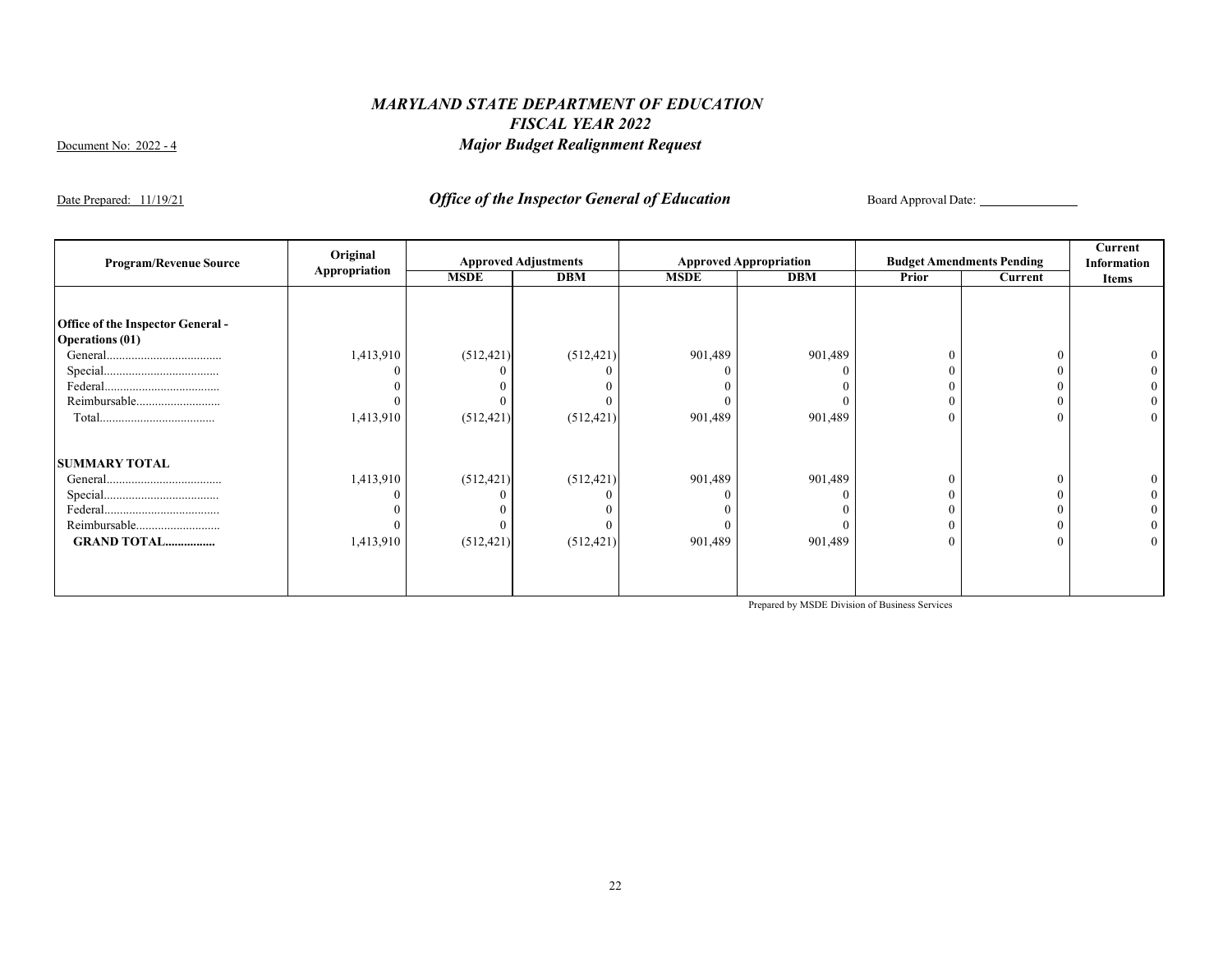# *MARYLAND STATE DEPARTMENT OF EDUCATION*
## *FISCAL YEAR 2022*
## *Major Budget Realignment Request*

Document No: 2022 - 4

Date Prepared: 11/19/21

## *Office of the Inspector General of Education*

Board Approval Date: _______________

| Program/Revenue Source | Original Appropriation | Approved Adjustments | | Approved Appropriation | | Budget Amendments Pending | | Current Information Items |
|---|---|---|---|---|---|---|---|---|
| | | MSDE | DBM | MSDE | DBM | Prior | Current | |
| **Office of the Inspector General - Operations (01)** | | | | | | | | |
| General.................................... | 1,413,910 | (512,421) | (512,421) | 901,489 | 901,489 | 0 | 0 | 0 |
| Special.................................... | 0 | 0 | 0 | 0 | 0 | 0 | 0 | 0 |
| Federal.................................... | 0 | 0 | 0 | 0 | 0 | 0 | 0 | 0 |
| Reimbursable.......................... | 0 | 0 | 0 | 0 | 0 | 0 | 0 | 0 |
| Total.................................... | 1,413,910 | (512,421) | (512,421) | 901,489 | 901,489 | 0 | 0 | 0 |
| **SUMMARY TOTAL** | | | | | | | | |
| General.................................... | 1,413,910 | (512,421) | (512,421) | 901,489 | 901,489 | 0 | 0 | 0 |
| Special.................................... | 0 | 0 | 0 | 0 | 0 | 0 | 0 | 0 |
| Federal.................................... | 0 | 0 | 0 | 0 | 0 | 0 | 0 | 0 |
| Reimbursable.......................... | 0 | 0 | 0 | 0 | 0 | 0 | 0 | 0 |
| **GRAND TOTAL................** | 1,413,910 | (512,421) | (512,421) | 901,489 | 901,489 | 0 | 0 | 0 |

Prepared by MSDE Division of Business Services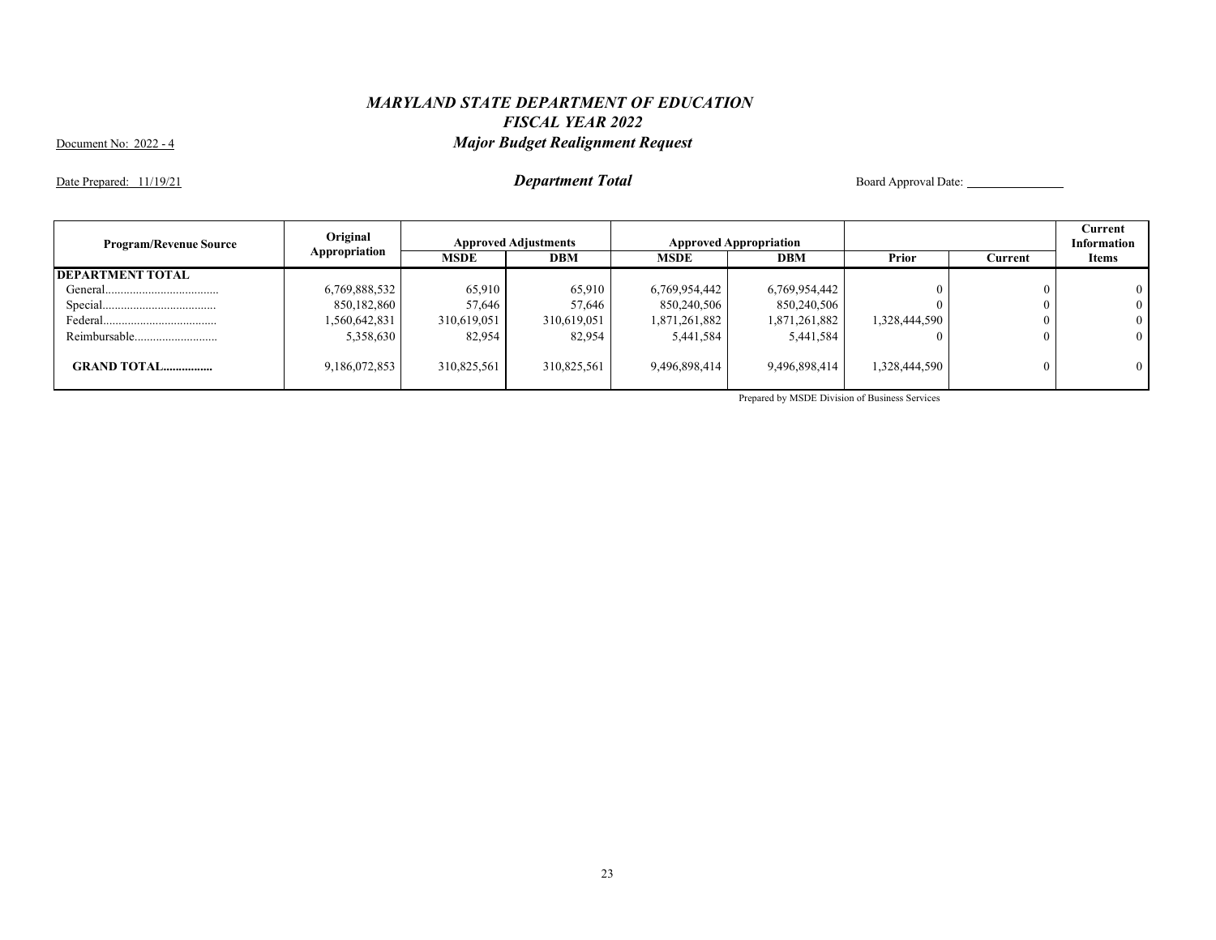***MARYLAND STATE DEPARTMENT OF EDUCATION***

***FISCAL YEAR 2022***

Document No: 2022 - 4

***Major Budget Realignment Request***

Date Prepared: 11/19/21

***Department Total***

Board Approval Date: ________________

| Program/Revenue Source | Original Appropriation | Approved Adjustments | | Approved Appropriation | | | | Current Information |
|---|---|---|---|---|---|---|---|---|
| | | MSDE | DBM | MSDE | DBM | Prior | Current | Items |
| **DEPARTMENT TOTAL** | | | | | | | | |
| General..................................... | 6,769,888,532 | 65,910 | 65,910 | 6,769,954,442 | 6,769,954,442 | 0 | 0 | 0 |
| Special..................................... | 850,182,860 | 57,646 | 57,646 | 850,240,506 | 850,240,506 | 0 | 0 | 0 |
| Federal..................................... | 1,560,642,831 | 310,619,051 | 310,619,051 | 1,871,261,882 | 1,871,261,882 | 1,328,444,590 | 0 | 0 |
| Reimbursable........................... | 5,358,630 | 82,954 | 82,954 | 5,441,584 | 5,441,584 | 0 | 0 | 0 |
| **GRAND TOTAL................** | 9,186,072,853 | 310,825,561 | 310,825,561 | 9,496,898,414 | 9,496,898,414 | 1,328,444,590 | 0 | 0 |

Prepared by MSDE Division of Business Services